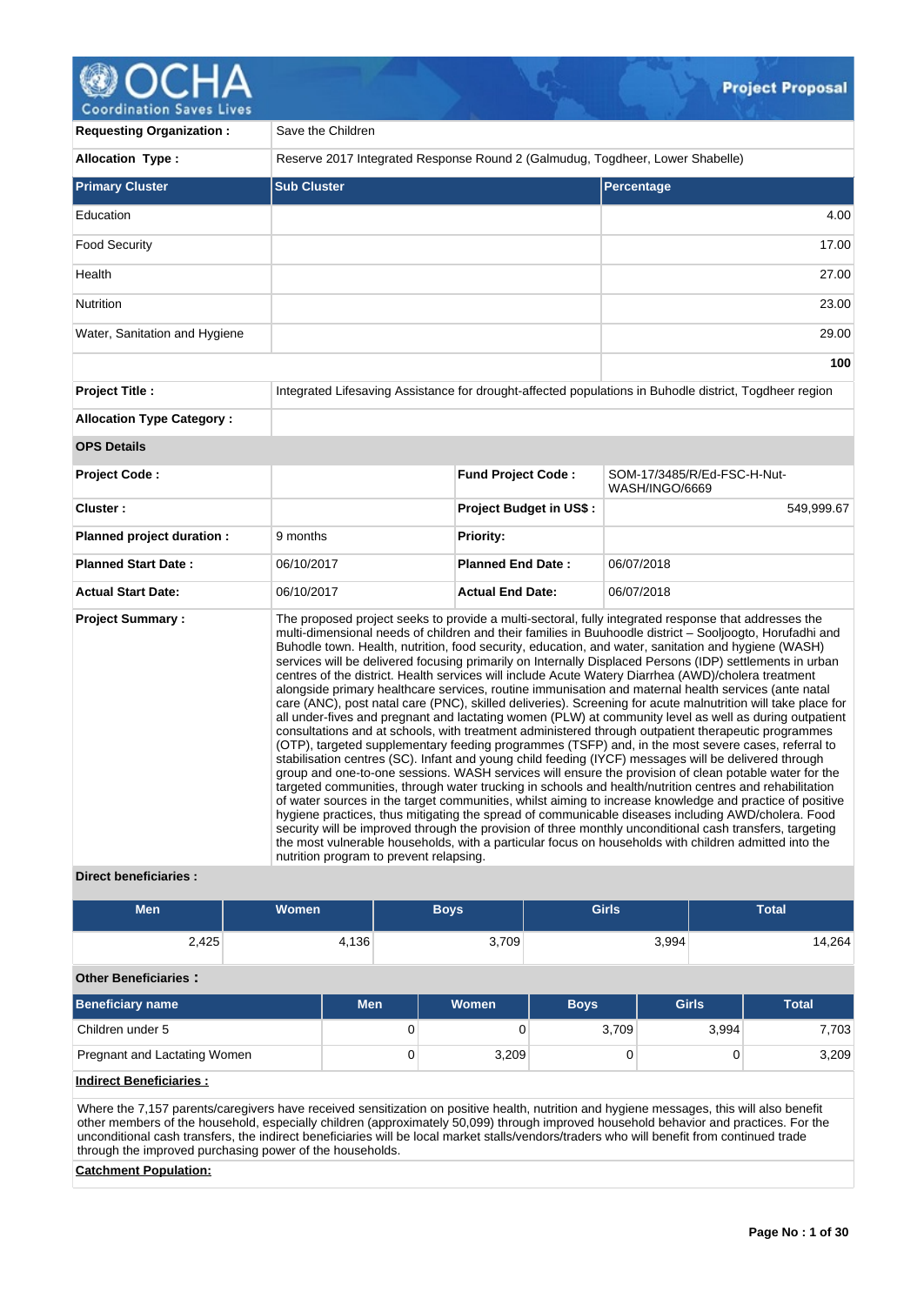# Project Proposal

| | |
|---|---|
| **Requesting Organization :** | Save the Children |
| **Allocation Type :** | Reserve 2017 Integrated Response Round 2 (Galmudug, Togdheer, Lower Shabelle) |

| Primary Cluster | Sub Cluster | Percentage |
|---|---|---|
| Education | | 4.00 |
| Food Security | | 17.00 |
| Health | | 27.00 |
| Nutrition | | 23.00 |
| Water, Sanitation and Hygiene | | 29.00 |
| | | **100** |

| | |
|---|---|
| **Project Title :** | Integrated Lifesaving Assistance for drought-affected populations in Buhodle district, Togdheer region |
| **Allocation Type Category :** | |

**OPS Details**

| | | | |
|---|---|---|---|
| **Project Code :** | | **Fund Project Code :** | SOM-17/3485/R/Ed-FSC-H-Nut-WASH/INGO/6669 |
| **Cluster :** | | **Project Budget in US$ :** | 549,999.67 |
| **Planned project duration :** | 9 months | **Priority:** | |
| **Planned Start Date :** | 06/10/2017 | **Planned End Date :** | 06/07/2018 |
| **Actual Start Date:** | 06/10/2017 | **Actual End Date:** | 06/07/2018 |

**Project Summary :**

The proposed project seeks to provide a multi-sectoral, fully integrated response that addresses the multi-dimensional needs of children and their families in Buuhoodle district – Sooljoogto, Horufadhi and Buhodle town. Health, nutrition, food security, education, and water, sanitation and hygiene (WASH) services will be delivered focusing primarily on Internally Displaced Persons (IDP) settlements in urban centres of the district. Health services will include Acute Watery Diarrhea (AWD)/cholera treatment alongside primary healthcare services, routine immunisation and maternal health services (ante natal care (ANC), post natal care (PNC), skilled deliveries). Screening for acute malnutrition will take place for all under-fives and pregnant and lactating women (PLW) at community level as well as during outpatient consultations and at schools, with treatment administered through outpatient therapeutic programmes (OTP), targeted supplementary feeding programmes (TSFP) and, in the most severe cases, referral to stabilisation centres (SC). Infant and young child feeding (IYCF) messages will be delivered through group and one-to-one sessions. WASH services will ensure the provision of clean potable water for the targeted communities, through water trucking in schools and health/nutrition centres and rehabilitation of water sources in the target communities, whilst aiming to increase knowledge and practice of positive hygiene practices, thus mitigating the spread of communicable diseases including AWD/cholera. Food security will be improved through the provision of three monthly unconditional cash transfers, targeting the most vulnerable households, with a particular focus on households with children admitted into the nutrition program to prevent relapsing.

**Direct beneficiaries :**

| Men | Women | Boys | Girls | Total |
|---|---|---|---|---|
| 2,425 | 4,136 | 3,709 | 3,994 | 14,264 |

**Other Beneficiaries :**

| Beneficiary name | Men | Women | Boys | Girls | Total |
|---|---|---|---|---|---|
| Children under 5 | 0 | 0 | 3,709 | 3,994 | 7,703 |
| Pregnant and Lactating Women | 0 | 3,209 | 0 | 0 | 3,209 |

**Indirect Beneficiaries :**

Where the 7,157 parents/caregivers have received sensitization on positive health, nutrition and hygiene messages, this will also benefit other members of the household, especially children (approximately 50,099) through improved household behavior and practices. For the unconditional cash transfers, the indirect beneficiaries will be local market stalls/vendors/traders who will benefit from continued trade through the improved purchasing power of the households.

**Catchment Population:**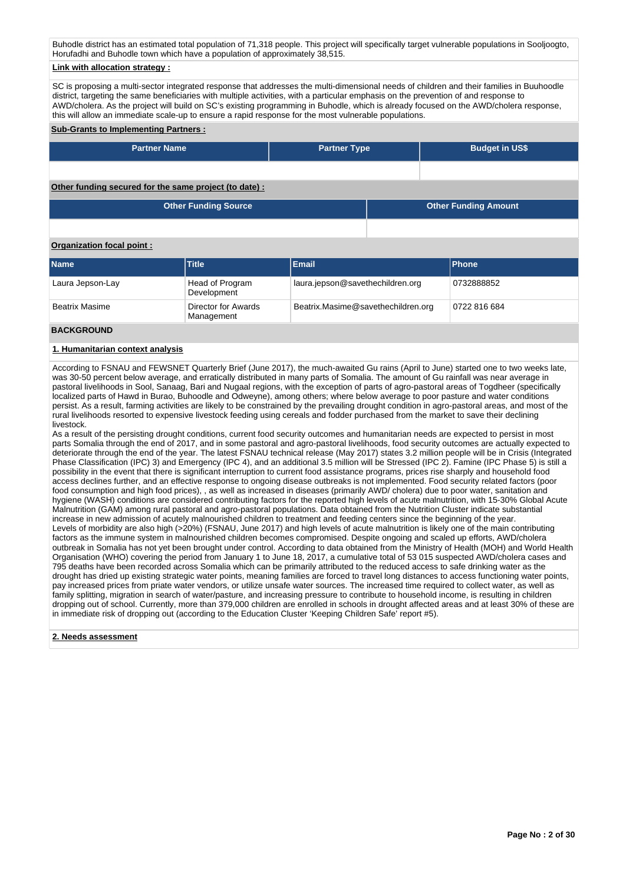Buhodle district has an estimated total population of 71,318 people. This project will specifically target vulnerable populations in Sooljoogto, Horufadhi and Buhodle town which have a population of approximately 38,515.

**Link with allocation strategy :**

SC is proposing a multi-sector integrated response that addresses the multi-dimensional needs of children and their families in Buuhoodle district, targeting the same beneficiaries with multiple activities, with a particular emphasis on the prevention of and response to AWD/cholera. As the project will build on SC's existing programming in Buhodle, which is already focused on the AWD/cholera response, this will allow an immediate scale-up to ensure a rapid response for the most vulnerable populations.

**Sub-Grants to Implementing Partners :**

| Partner Name | Partner Type | Budget in US$ |
|---|---|---|
| | | |

**Other funding secured for the same project (to date) :**

| Other Funding Source | Other Funding Amount |
|---|---|
| | |

**Organization focal point :**

| Name | Title | Email | Phone |
|---|---|---|---|
| Laura Jepson-Lay | Head of Program Development | laura.jepson@savethechildren.org | 0732888852 |
| Beatrix Masime | Director for Awards Management | Beatrix.Masime@savethechildren.org | 0722 816 684 |

## BACKGROUND

### 1. Humanitarian context analysis

According to FSNAU and FEWSNET Quarterly Brief (June 2017), the much-awaited Gu rains (April to June) started one to two weeks late, was 30-50 percent below average, and erratically distributed in many parts of Somalia. The amount of Gu rainfall was near average in pastoral livelihoods in Sool, Sanaag, Bari and Nugaal regions, with the exception of parts of agro-pastoral areas of Togdheer (specifically localized parts of Hawd in Burao, Buhoodle and Odweyne), among others; where below average to poor pasture and water conditions persist. As a result, farming activities are likely to be constrained by the prevailing drought condition in agro-pastoral areas, and most of the rural livelihoods resorted to expensive livestock feeding using cereals and fodder purchased from the market to save their declining livestock.

As a result of the persisting drought conditions, current food security outcomes and humanitarian needs are expected to persist in most parts Somalia through the end of 2017, and in some pastoral and agro-pastoral livelihoods, food security outcomes are actually expected to deteriorate through the end of the year. The latest FSNAU technical release (May 2017) states 3.2 million people will be in Crisis (Integrated Phase Classification (IPC) 3) and Emergency (IPC 4), and an additional 3.5 million will be Stressed (IPC 2). Famine (IPC Phase 5) is still a possibility in the event that there is significant interruption to current food assistance programs, prices rise sharply and household food access declines further, and an effective response to ongoing disease outbreaks is not implemented. Food security related factors (poor food consumption and high food prices), , as well as increased in diseases (primarily AWD/ cholera) due to poor water, sanitation and hygiene (WASH) conditions are considered contributing factors for the reported high levels of acute malnutrition, with 15-30% Global Acute Malnutrition (GAM) among rural pastoral and agro-pastoral populations. Data obtained from the Nutrition Cluster indicate substantial increase in new admission of acutely malnourished children to treatment and feeding centers since the beginning of the year.

Levels of morbidity are also high (>20%) (FSNAU, June 2017) and high levels of acute malnutrition is likely one of the main contributing factors as the immune system in malnourished children becomes compromised. Despite ongoing and scaled up efforts, AWD/cholera outbreak in Somalia has not yet been brought under control. According to data obtained from the Ministry of Health (MOH) and World Health Organisation (WHO) covering the period from January 1 to June 18, 2017, a cumulative total of 53 015 suspected AWD/cholera cases and 795 deaths have been recorded across Somalia which can be primarily attributed to the reduced access to safe drinking water as the drought has dried up existing strategic water points, meaning families are forced to travel long distances to access functioning water points, pay increased prices from priate water vendors, or utilize unsafe water sources. The increased time required to collect water, as well as family splitting, migration in search of water/pasture, and increasing pressure to contribute to household income, is resulting in children dropping out of school. Currently, more than 379,000 children are enrolled in schools in drought affected areas and at least 30% of these are in immediate risk of dropping out (according to the Education Cluster 'Keeping Children Safe' report #5).

### 2. Needs assessment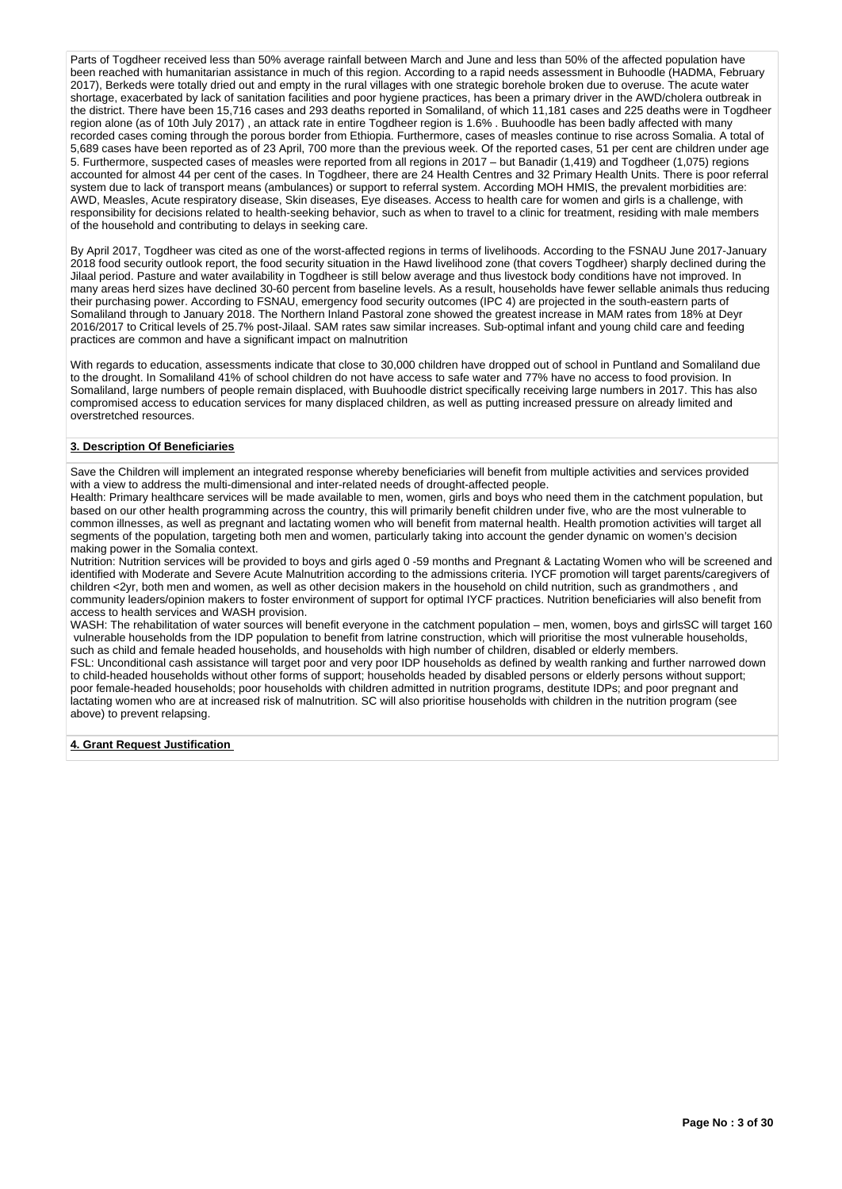Parts of Togdheer received less than 50% average rainfall between March and June and less than 50% of the affected population have been reached with humanitarian assistance in much of this region. According to a rapid needs assessment in Buhoodle (HADMA, February 2017), Berkeds were totally dried out and empty in the rural villages with one strategic borehole broken due to overuse. The acute water shortage, exacerbated by lack of sanitation facilities and poor hygiene practices, has been a primary driver in the AWD/cholera outbreak in the district. There have been 15,716 cases and 293 deaths reported in Somaliland, of which 11,181 cases and 225 deaths were in Togdheer region alone (as of 10th July 2017) , an attack rate in entire Togdheer region is 1.6% . Buuhoodle has been badly affected with many recorded cases coming through the porous border from Ethiopia. Furthermore, cases of measles continue to rise across Somalia. A total of 5,689 cases have been reported as of 23 April, 700 more than the previous week. Of the reported cases, 51 per cent are children under age 5. Furthermore, suspected cases of measles were reported from all regions in 2017 – but Banadir (1,419) and Togdheer (1,075) regions accounted for almost 44 per cent of the cases. In Togdheer, there are 24 Health Centres and 32 Primary Health Units. There is poor referral system due to lack of transport means (ambulances) or support to referral system. According MOH HMIS, the prevalent morbidities are: AWD, Measles, Acute respiratory disease, Skin diseases, Eye diseases. Access to health care for women and girls is a challenge, with responsibility for decisions related to health-seeking behavior, such as when to travel to a clinic for treatment, residing with male members of the household and contributing to delays in seeking care.

By April 2017, Togdheer was cited as one of the worst-affected regions in terms of livelihoods. According to the FSNAU June 2017-January 2018 food security outlook report, the food security situation in the Hawd livelihood zone (that covers Togdheer) sharply declined during the Jilaal period. Pasture and water availability in Togdheer is still below average and thus livestock body conditions have not improved. In many areas herd sizes have declined 30-60 percent from baseline levels. As a result, households have fewer sellable animals thus reducing their purchasing power. According to FSNAU, emergency food security outcomes (IPC 4) are projected in the south-eastern parts of Somaliland through to January 2018. The Northern Inland Pastoral zone showed the greatest increase in MAM rates from 18% at Deyr 2016/2017 to Critical levels of 25.7% post-Jilaal. SAM rates saw similar increases. Sub-optimal infant and young child care and feeding practices are common and have a significant impact on malnutrition

With regards to education, assessments indicate that close to 30,000 children have dropped out of school in Puntland and Somaliland due to the drought. In Somaliland 41% of school children do not have access to safe water and 77% have no access to food provision. In Somaliland, large numbers of people remain displaced, with Buuhoodle district specifically receiving large numbers in 2017. This has also compromised access to education services for many displaced children, as well as putting increased pressure on already limited and overstretched resources.

## 3. Description Of Beneficiaries

Save the Children will implement an integrated response whereby beneficiaries will benefit from multiple activities and services provided with a view to address the multi-dimensional and inter-related needs of drought-affected people.

Health: Primary healthcare services will be made available to men, women, girls and boys who need them in the catchment population, but based on our other health programming across the country, this will primarily benefit children under five, who are the most vulnerable to common illnesses, as well as pregnant and lactating women who will benefit from maternal health. Health promotion activities will target all segments of the population, targeting both men and women, particularly taking into account the gender dynamic on women's decision making power in the Somalia context.

Nutrition: Nutrition services will be provided to boys and girls aged 0 -59 months and Pregnant & Lactating Women who will be screened and identified with Moderate and Severe Acute Malnutrition according to the admissions criteria. IYCF promotion will target parents/caregivers of children <2yr, both men and women, as well as other decision makers in the household on child nutrition, such as grandmothers , and community leaders/opinion makers to foster environment of support for optimal IYCF practices. Nutrition beneficiaries will also benefit from access to health services and WASH provision.

WASH: The rehabilitation of water sources will benefit everyone in the catchment population – men, women, boys and girlsSC will target 160 vulnerable households from the IDP population to benefit from latrine construction, which will prioritise the most vulnerable households, such as child and female headed households, and households with high number of children, disabled or elderly members.

FSL: Unconditional cash assistance will target poor and very poor IDP households as defined by wealth ranking and further narrowed down to child-headed households without other forms of support; households headed by disabled persons or elderly persons without support; poor female-headed households; poor households with children admitted in nutrition programs, destitute IDPs; and poor pregnant and lactating women who are at increased risk of malnutrition. SC will also prioritise households with children in the nutrition program (see above) to prevent relapsing.

## 4. Grant Request Justification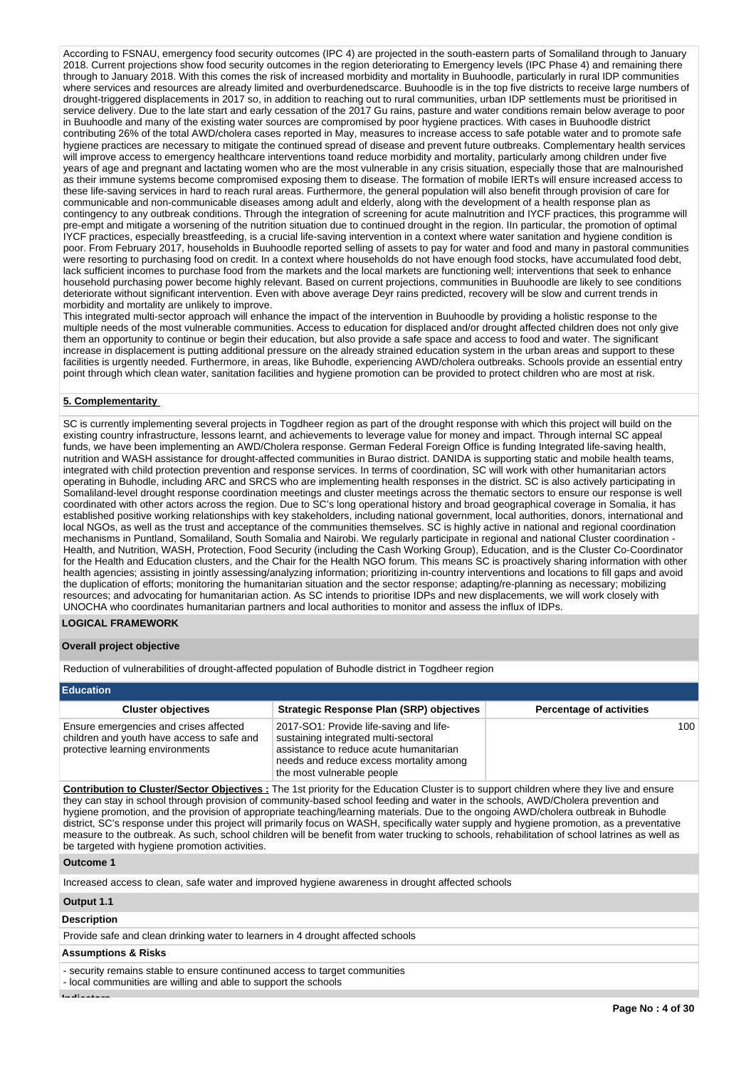According to FSNAU, emergency food security outcomes (IPC 4) are projected in the south-eastern parts of Somaliland through to January 2018. Current projections show food security outcomes in the region deteriorating to Emergency levels (IPC Phase 4) and remaining there through to January 2018. With this comes the risk of increased morbidity and mortality in Buuhoodle, particularly in rural IDP communities where services and resources are already limited and overburdenedscarce. Buuhoodle is in the top five districts to receive large numbers of drought-triggered displacements in 2017 so, in addition to reaching out to rural communities, urban IDP settlements must be prioritised in service delivery. Due to the late start and early cessation of the 2017 Gu rains, pasture and water conditions remain below average to poor in Buuhoodle and many of the existing water sources are compromised by poor hygiene practices. With cases in Buuhoodle district contributing 26% of the total AWD/cholera cases reported in May, measures to increase access to safe potable water and to promote safe hygiene practices are necessary to mitigate the continued spread of disease and prevent future outbreaks. Complementary health services will improve access to emergency healthcare interventions toand reduce morbidity and mortality, particularly among children under five years of age and pregnant and lactating women who are the most vulnerable in any crisis situation, especially those that are malnourished as their immune systems become compromised exposing them to disease. The formation of mobile IERTs will ensure increased access to these life-saving services in hard to reach rural areas. Furthermore, the general population will also benefit through provision of care for communicable and non-communicable diseases among adult and elderly, along with the development of a health response plan as contingency to any outbreak conditions. Through the integration of screening for acute malnutrition and IYCF practices, this programme will pre-empt and mitigate a worsening of the nutrition situation due to continued drought in the region. IIn particular, the promotion of optimal IYCF practices, especially breastfeeding, is a crucial life-saving intervention in a context where water sanitation and hygiene condition is poor. From February 2017, households in Buuhoodle reported selling of assets to pay for water and food and many in pastoral communities were resorting to purchasing food on credit. In a context where households do not have enough food stocks, have accumulated food debt, lack sufficient incomes to purchase food from the markets and the local markets are functioning well; interventions that seek to enhance household purchasing power become highly relevant. Based on current projections, communities in Buuhoodle are likely to see conditions deteriorate without significant intervention. Even with above average Deyr rains predicted, recovery will be slow and current trends in morbidity and mortality are unlikely to improve.
This integrated multi-sector approach will enhance the impact of the intervention in Buuhoodle by providing a holistic response to the multiple needs of the most vulnerable communities. Access to education for displaced and/or drought affected children does not only give them an opportunity to continue or begin their education, but also provide a safe space and access to food and water. The significant increase in displacement is putting additional pressure on the already strained education system in the urban areas and support to these facilities is urgently needed. Furthermore, in areas, like Buhodle, experiencing AWD/cholera outbreaks. Schools provide an essential entry point through which clean water, sanitation facilities and hygiene promotion can be provided to protect children who are most at risk.

**5. Complementarity**

SC is currently implementing several projects in Togdheer region as part of the drought response with which this project will build on the existing country infrastructure, lessons learnt, and achievements to leverage value for money and impact. Through internal SC appeal funds, we have been implementing an AWD/Cholera response. German Federal Foreign Office is funding Integrated life-saving health, nutrition and WASH assistance for drought-affected communities in Burao district. DANIDA is supporting static and mobile health teams, integrated with child protection prevention and response services. In terms of coordination, SC will work with other humanitarian actors operating in Buhodle, including ARC and SRCS who are implementing health responses in the district. SC is also actively participating in Somaliland-level drought response coordination meetings and cluster meetings across the thematic sectors to ensure our response is well coordinated with other actors across the region. Due to SC's long operational history and broad geographical coverage in Somalia, it has established positive working relationships with key stakeholders, including national government, local authorities, donors, international and local NGOs, as well as the trust and acceptance of the communities themselves. SC is highly active in national and regional coordination mechanisms in Puntland, Somaliland, South Somalia and Nairobi. We regularly participate in regional and national Cluster coordination - Health, and Nutrition, WASH, Protection, Food Security (including the Cash Working Group), Education, and is the Cluster Co-Coordinator for the Health and Education clusters, and the Chair for the Health NGO forum. This means SC is proactively sharing information with other health agencies; assisting in jointly assessing/analyzing information; prioritizing in-country interventions and locations to fill gaps and avoid the duplication of efforts; monitoring the humanitarian situation and the sector response; adapting/re-planning as necessary; mobilizing resources; and advocating for humanitarian action. As SC intends to prioritise IDPs and new displacements, we will work closely with UNOCHA who coordinates humanitarian partners and local authorities to monitor and assess the influx of IDPs.

**LOGICAL FRAMEWORK**

**Overall project objective**

Reduction of vulnerabilities of drought-affected population of Buhodle district in Togdheer region

**Education**

| Cluster objectives | Strategic Response Plan (SRP) objectives | Percentage of activities |
|---|---|---|
| Ensure emergencies and crises affected children and youth have access to safe and protective learning environments | 2017-SO1: Provide life-saving and life-sustaining integrated multi-sectoral assistance to reduce acute humanitarian needs and reduce excess mortality among the most vulnerable people | 100 |

**Contribution to Cluster/Sector Objectives :** The 1st priority for the Education Cluster is to support children where they live and ensure they can stay in school through provision of community-based school feeding and water in the schools, AWD/Cholera prevention and hygiene promotion, and the provision of appropriate teaching/learning materials. Due to the ongoing AWD/cholera outbreak in Buhodle district, SC's response under this project will primarily focus on WASH, specifically water supply and hygiene promotion, as a preventative measure to the outbreak. As such, school children will be benefit from water trucking to schools, rehabilitation of school latrines as well as be targeted with hygiene promotion activities.

**Outcome 1**

Increased access to clean, safe water and improved hygiene awareness in drought affected schools

**Output 1.1**

**Description**

Provide safe and clean drinking water to learners in 4 drought affected schools

**Assumptions & Risks**

- security remains stable to ensure continued access to target communities
- local communities are willing and able to support the schools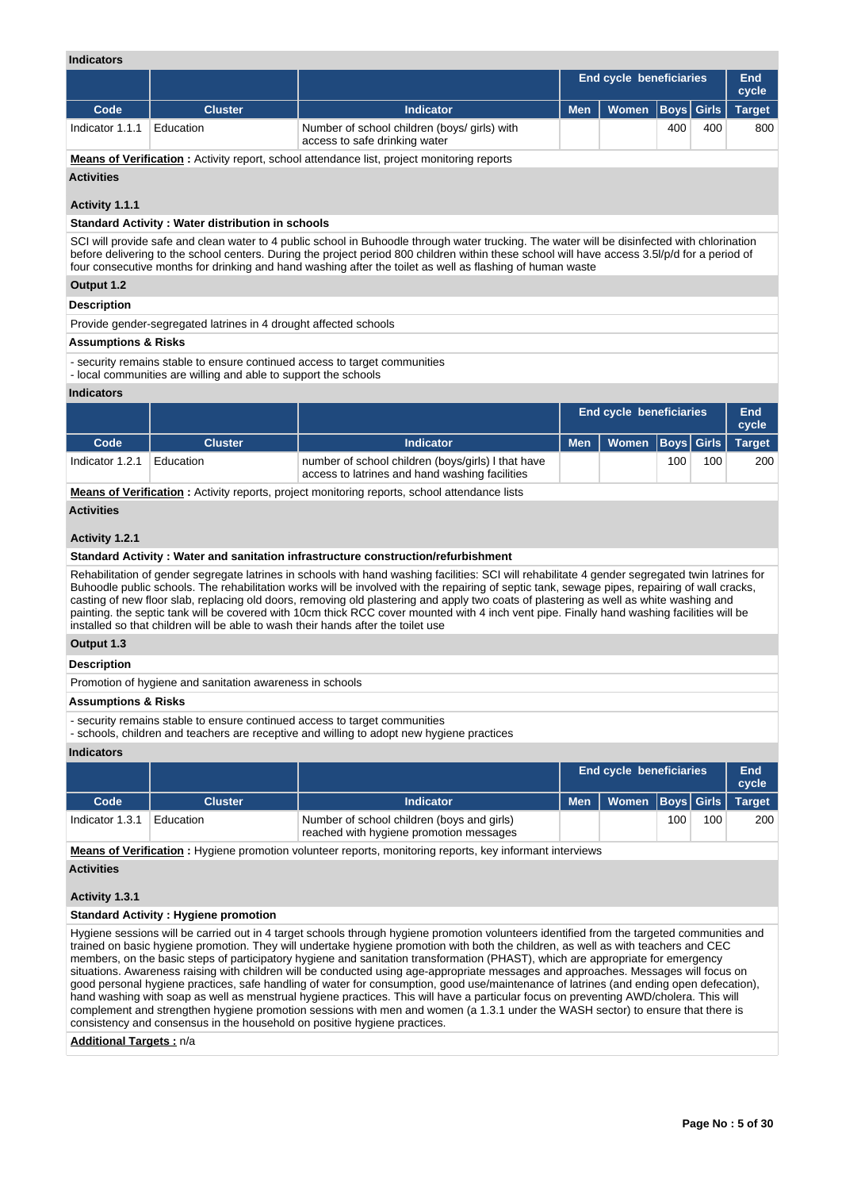**Indicators**

| | | | End cycle beneficiaries | | | | End cycle |
|---|---|---|---|---|---|---|---|
| Code | Cluster | Indicator | Men | Women | Boys | Girls | Target |
| Indicator 1.1.1 | Education | Number of school children (boys/ girls) with access to safe drinking water | | | 400 | 400 | 800 |

**Means of Verification :** Activity report, school attendance list, project monitoring reports

**Activities**

**Activity 1.1.1**

**Standard Activity : Water distribution in schools**

SCI will provide safe and clean water to 4 public school in Buhoodle through water trucking. The water will be disinfected with chlorination before delivering to the school centers. During the project period 800 children within these school will have access 3.5l/p/d for a period of four consecutive months for drinking and hand washing after the toilet as well as flashing of human waste

**Output 1.2**

**Description**

Provide gender-segregated latrines in 4 drought affected schools

**Assumptions & Risks**

- security remains stable to ensure continued access to target communities
- local communities are willing and able to support the schools

**Indicators**

| | | | End cycle beneficiaries | | | | End cycle |
|---|---|---|---|---|---|---|---|
| Code | Cluster | Indicator | Men | Women | Boys | Girls | Target |
| Indicator 1.2.1 | Education | number of school children (boys/girls) l that have access to latrines and hand washing facilities | | | 100 | 100 | 200 |

**Means of Verification :** Activity reports, project monitoring reports, school attendance lists

**Activities**

**Activity 1.2.1**

**Standard Activity : Water and sanitation infrastructure construction/refurbishment**

Rehabilitation of gender segregate latrines in schools with hand washing facilities: SCI will rehabilitate 4 gender segregated twin latrines for Buhoodle public schools. The rehabilitation works will be involved with the repairing of septic tank, sewage pipes, repairing of wall cracks, casting of new floor slab, replacing old doors, removing old plastering and apply two coats of plastering as well as white washing and painting. the septic tank will be covered with 10cm thick RCC cover mounted with 4 inch vent pipe. Finally hand washing facilities will be installed so that children will be able to wash their hands after the toilet use

**Output 1.3**

**Description**

Promotion of hygiene and sanitation awareness in schools

**Assumptions & Risks**

- security remains stable to ensure continued access to target communities
- schools, children and teachers are receptive and willing to adopt new hygiene practices

**Indicators**

| | | | End cycle beneficiaries | | | | End cycle |
|---|---|---|---|---|---|---|---|
| Code | Cluster | Indicator | Men | Women | Boys | Girls | Target |
| Indicator 1.3.1 | Education | Number of school children (boys and girls) reached with hygiene promotion messages | | | 100 | 100 | 200 |

**Means of Verification :** Hygiene promotion volunteer reports, monitoring reports, key informant interviews

**Activities**

**Activity 1.3.1**

**Standard Activity : Hygiene promotion**

Hygiene sessions will be carried out in 4 target schools through hygiene promotion volunteers identified from the targeted communities and trained on basic hygiene promotion. They will undertake hygiene promotion with both the children, as well as with teachers and CEC members, on the basic steps of participatory hygiene and sanitation transformation (PHAST), which are appropriate for emergency situations. Awareness raising with children will be conducted using age-appropriate messages and approaches. Messages will focus on good personal hygiene practices, safe handling of water for consumption, good use/maintenance of latrines (and ending open defecation), hand washing with soap as well as menstrual hygiene practices. This will have a particular focus on preventing AWD/cholera. This will complement and strengthen hygiene promotion sessions with men and women (a 1.3.1 under the WASH sector) to ensure that there is consistency and consensus in the household on positive hygiene practices.

**Additional Targets :** n/a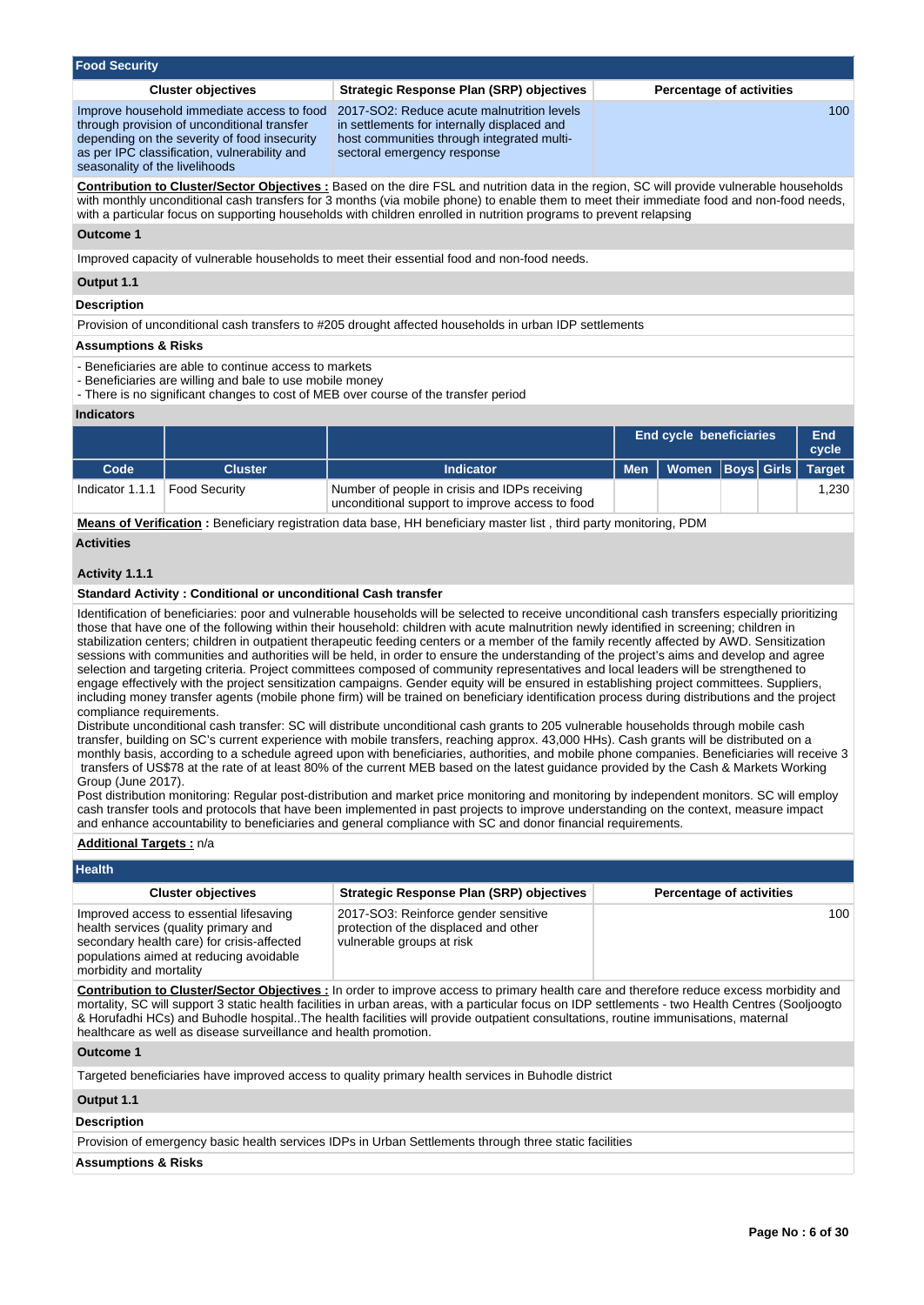## Food Security

| Cluster objectives | Strategic Response Plan (SRP) objectives | Percentage of activities |
|---|---|---|
| Improve household immediate access to food through provision of unconditional transfer depending on the severity of food insecurity as per IPC classification, vulnerability and seasonality of the livelihoods | 2017-SO2: Reduce acute malnutrition levels in settlements for internally displaced and host communities through integrated multi-sectoral emergency response | 100 |

**Contribution to Cluster/Sector Objectives :** Based on the dire FSL and nutrition data in the region, SC will provide vulnerable households with monthly unconditional cash transfers for 3 months (via mobile phone) to enable them to meet their immediate food and non-food needs, with a particular focus on supporting households with children enrolled in nutrition programs to prevent relapsing

**Outcome 1**

Improved capacity of vulnerable households to meet their essential food and non-food needs.

**Output 1.1**

**Description**

Provision of unconditional cash transfers to #205 drought affected households in urban IDP settlements

**Assumptions & Risks**

- Beneficiaries are able to continue access to markets
- Beneficiaries are willing and bale to use mobile money
- There is no significant changes to cost of MEB over course of the transfer period

**Indicators**

| | | | End cycle beneficiaries | | | | End cycle |
|---|---|---|---|---|---|---|---|
| **Code** | **Cluster** | **Indicator** | **Men** | **Women** | **Boys** | **Girls** | **Target** |
| Indicator 1.1.1 | Food Security | Number of people in crisis and IDPs receiving unconditional support to improve access to food | | | | | 1,230 |

**Means of Verification :** Beneficiary registration data base, HH beneficiary master list , third party monitoring, PDM

**Activities**

**Activity 1.1.1**

**Standard Activity : Conditional or unconditional Cash transfer**

Identification of beneficiaries: poor and vulnerable households will be selected to receive unconditional cash transfers especially prioritizing those that have one of the following within their household: children with acute malnutrition newly identified in screening; children in stabilization centers; children in outpatient therapeutic feeding centers or a member of the family recently affected by AWD. Sensitization sessions with communities and authorities will be held, in order to ensure the understanding of the project's aims and develop and agree selection and targeting criteria. Project committees composed of community representatives and local leaders will be strengthened to engage effectively with the project sensitization campaigns. Gender equity will be ensured in establishing project committees. Suppliers, including money transfer agents (mobile phone firm) will be trained on beneficiary identification process during distributions and the project compliance requirements.
Distribute unconditional cash transfer: SC will distribute unconditional cash grants to 205 vulnerable households through mobile cash transfer, building on SC's current experience with mobile transfers, reaching approx. 43,000 HHs). Cash grants will be distributed on a monthly basis, according to a schedule agreed upon with beneficiaries, authorities, and mobile phone companies. Beneficiaries will receive 3 transfers of US$78 at the rate of at least 80% of the current MEB based on the latest guidance provided by the Cash & Markets Working Group (June 2017).
Post distribution monitoring: Regular post-distribution and market price monitoring and monitoring by independent monitors. SC will employ cash transfer tools and protocols that have been implemented in past projects to improve understanding on the context, measure impact and enhance accountability to beneficiaries and general compliance with SC and donor financial requirements.

**Additional Targets :** n/a

## Health

| Cluster objectives | Strategic Response Plan (SRP) objectives | Percentage of activities |
|---|---|---|
| Improved access to essential lifesaving health services (quality primary and secondary health care) for crisis-affected populations aimed at reducing avoidable morbidity and mortality | 2017-SO3: Reinforce gender sensitive protection of the displaced and other vulnerable groups at risk | 100 |

**Contribution to Cluster/Sector Objectives :** In order to improve access to primary health care and therefore reduce excess morbidity and mortality, SC will support 3 static health facilities in urban areas, with a particular focus on IDP settlements - two Health Centres (Sooljoogto & Horufadhi HCs) and Buhodle hospital..The health facilities will provide outpatient consultations, routine immunisations, maternal healthcare as well as disease surveillance and health promotion.

**Outcome 1**

Targeted beneficiaries have improved access to quality primary health services in Buhodle district

**Output 1.1**

**Description**

Provision of emergency basic health services IDPs in Urban Settlements through three static facilities

**Assumptions & Risks**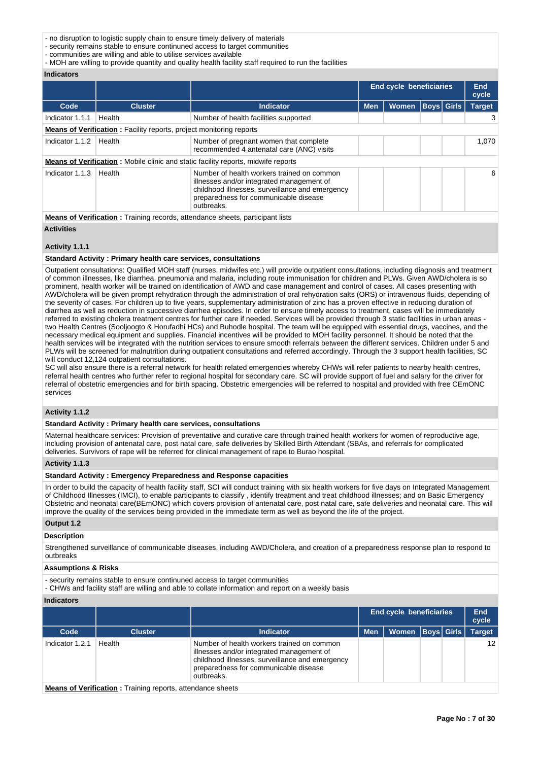- no disruption to logistic supply chain to ensure timely delivery of materials
- security remains stable to ensure continuned access to target communities
- communities are willing and able to utilise services available
- MOH are willing to provide quantity and quality health facility staff required to run the facilities

**Indicators**

| | | | End cycle beneficiaries | | | | End cycle |
|---|---|---|---|---|---|---|---|
| **Code** | **Cluster** | **Indicator** | **Men** | **Women** | **Boys** | **Girls** | **Target** |
| Indicator 1.1.1 | Health | Number of health facilities supported | | | | | 3 |
| **Means of Verification :** Facility reports, project monitoring reports | | | | | | | |
| Indicator 1.1.2 | Health | Number of pregnant women that complete recommended 4 antenatal care (ANC) visits | | | | | 1,070 |
| **Means of Verification :** Mobile clinic and static facility reports, midwife reports | | | | | | | |
| Indicator 1.1.3 | Health | Number of health workers trained on common illnesses and/or integrated management of childhood illnesses, surveillance and emergency preparedness for communicable disease outbreaks. | | | | | 6 |
| **Means of Verification :** Training records, attendance sheets, participant lists | | | | | | | |

**Activities**

**Activity 1.1.1**

**Standard Activity : Primary health care services, consultations**

Outpatient consultations: Qualified MOH staff (nurses, midwifes etc.) will provide outpatient consultations, including diagnosis and treatment of common illnesses, like diarrhea, pneumonia and malaria, including route immunisation for children and PLWs. Given AWD/cholera is so prominent, health worker will be trained on identification of AWD and case management and control of cases. All cases presenting with AWD/cholera will be given prompt rehydration through the administration of oral rehydration salts (ORS) or intravenous fluids, depending of the severity of cases. For children up to five years, supplementary administration of zinc has a proven effective in reducing duration of diarrhea as well as reduction in successive diarrhea episodes. In order to ensure timely access to treatment, cases will be immediately referred to existing cholera treatment centres for further care if needed. Services will be provided through 3 static facilities in urban areas - two Health Centres (Sooljoogto & Horufadhi HCs) and Buhodle hospital. The team will be equipped with essential drugs, vaccines, and the necessary medical equipment and supplies. Financial incentives will be provided to MOH facility personnel. It should be noted that the health services will be integrated with the nutrition services to ensure smooth referrals between the different services. Children under 5 and PLWs will be screened for malnutrition during outpatient consultations and referred accordingly. Through the 3 support health facilities, SC will conduct 12,124 outpatient consultations.
SC will also ensure there is a referral network for health related emergencies whereby CHWs will refer patients to nearby health centres, referral health centres who further refer to regional hospital for secondary care. SC will provide support of fuel and salary for the driver for referral of obstetric emergencies and for birth spacing. Obstetric emergencies will be referred to hospital and provided with free CEmONC services

**Activity 1.1.2**

**Standard Activity : Primary health care services, consultations**

Maternal healthcare services: Provision of preventative and curative care through trained health workers for women of reproductive age, including provision of antenatal care, post natal care, safe deliveries by Skilled Birth Attendant (SBAs, and referrals for complicated deliveries. Survivors of rape will be referred for clinical management of rape to Burao hospital.

**Activity 1.1.3**

**Standard Activity : Emergency Preparedness and Response capacities**

In order to build the capacity of health facility staff, SCI will conduct training with six health workers for five days on Integrated Management of Childhood Illnesses (IMCI), to enable participants to classify , identify treatment and treat childhood illnesses; and on Basic Emergency Obstetric and neonatal care(BEmONC) which covers provision of antenatal care, post natal care, safe deliveries and neonatal care. This will improve the quality of the services being provided in the immediate term as well as beyond the life of the project.

**Output 1.2**

**Description**

Strengthened surveillance of communicable diseases, including AWD/Cholera, and creation of a preparedness response plan to respond to outbreaks

**Assumptions & Risks**

- security remains stable to ensure continuned access to target communities
- CHWs and facility staff are willing and able to collate information and report on a weekly basis

**Indicators**

| | | | End cycle beneficiaries | | | | End cycle |
|---|---|---|---|---|---|---|---|
| **Code** | **Cluster** | **Indicator** | **Men** | **Women** | **Boys** | **Girls** | **Target** |
| Indicator 1.2.1 | Health | Number of health workers trained on common illnesses and/or integrated management of childhood illnesses, surveillance and emergency preparedness for communicable disease outbreaks. | | | | | 12 |
| **Means of Verification :** Training reports, attendance sheets | | | | | | | |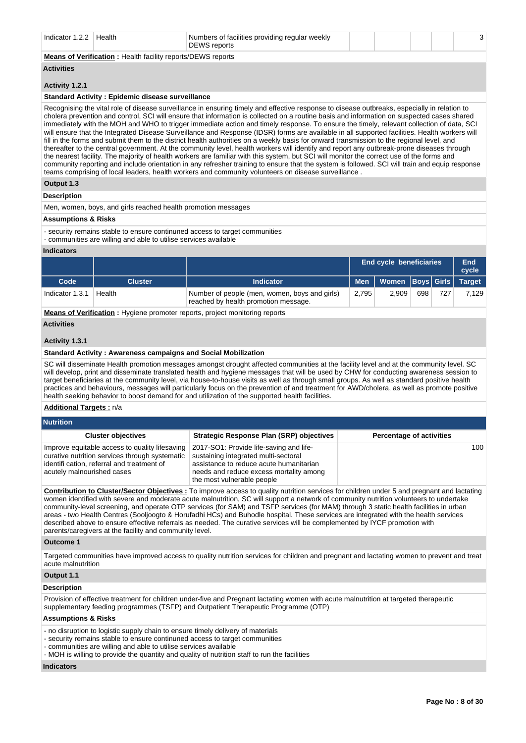| Indicator 1.2.2 | Health | Numbers of facilities providing regular weekly DEWS reports | | | | | 3 |
|---|---|---|---|---|---|---|---|

**Means of Verification :** Health facility reports/DEWS reports

**Activities**

**Activity 1.2.1**

**Standard Activity : Epidemic disease surveillance**

Recognising the vital role of disease surveillance in ensuring timely and effective response to disease outbreaks, especially in relation to cholera prevention and control, SCI will ensure that information is collected on a routine basis and information on suspected cases shared immediately with the MOH and WHO to trigger immediate action and timely response. To ensure the timely, relevant collection of data, SCI will ensure that the Integrated Disease Surveillance and Response (IDSR) forms are available in all supported facilities. Health workers will fill in the forms and submit them to the district health authorities on a weekly basis for onward transmission to the regional level, and thereafter to the central government. At the community level, health workers will identify and report any outbreak-prone diseases through the nearest facility. The majority of health workers are familiar with this system, but SCI will monitor the correct use of the forms and community reporting and include orientation in any refresher training to ensure that the system is followed. SCI will train and equip response teams comprising of local leaders, health workers and community volunteers on disease surveillance .

**Output 1.3**

**Description**

Men, women, boys, and girls reached health promotion messages

**Assumptions & Risks**

- security remains stable to ensure continued access to target communities
- communities are willing and able to utilise services available

**Indicators**

| | | | End cycle beneficiaries | | | | End cycle |
|---|---|---|---|---|---|---|---|
| **Code** | **Cluster** | **Indicator** | **Men** | **Women** | **Boys** | **Girls** | **Target** |
| Indicator 1.3.1 | Health | Number of people (men, women, boys and girls) reached by health promotion message. | 2,795 | 2,909 | 698 | 727 | 7,129 |

**Means of Verification :** Hygiene promoter reports, project monitoring reports

**Activities**

**Activity 1.3.1**

**Standard Activity : Awareness campaigns and Social Mobilization**

SC will disseminate Health promotion messages amongst drought affected communities at the facility level and at the community level. SC will develop, print and disseminate translated health and hygiene messages that will be used by CHW for conducting awareness session to target beneficiaries at the community level, via house-to-house visits as well as through small groups. As well as standard positive health practices and behaviours, messages will particularly focus on the prevention of and treatment for AWD/cholera, as well as promote positive health seeking behavior to boost demand for and utilization of the supported health facilities.

**Additional Targets :** n/a

## Nutrition

| Cluster objectives | Strategic Response Plan (SRP) objectives | Percentage of activities |
|---|---|---|
| Improve equitable access to quality lifesaving curative nutrition services through systematic identifi cation, referral and treatment of acutely malnourished cases | 2017-SO1: Provide life-saving and life-sustaining integrated multi-sectoral assistance to reduce acute humanitarian needs and reduce excess mortality among the most vulnerable people | 100 |

**Contribution to Cluster/Sector Objectives :** To improve access to quality nutrition services for children under 5 and pregnant and lactating women identified with severe and moderate acute malnutrition, SC will support a network of community nutrition volunteers to undertake community-level screening, and operate OTP services (for SAM) and TSFP services (for MAM) through 3 static health facilities in urban areas - two Health Centres (Sooljoogto & Horufadhi HCs) and Buhodle hospital. These services are integrated with the health services described above to ensure effective referrals as needed. The curative services will be complemented by IYCF promotion with parents/caregivers at the facility and community level.

**Outcome 1**

Targeted communities have improved access to quality nutrition services for children and pregnant and lactating women to prevent and treat acute malnutrition

**Output 1.1**

**Description**

Provision of effective treatment for children under-five and Pregnant lactating women with acute malnutrition at targeted therapeutic supplementary feeding programmes (TSFP) and Outpatient Therapeutic Programme (OTP)

**Assumptions & Risks**

- no disruption to logistic supply chain to ensure timely delivery of materials
- security remains stable to ensure continued access to target communities
- communities are willing and able to utilise services available
- MOH is willing to provide the quantity and quality of nutrition staff to run the facilities

**Indicators**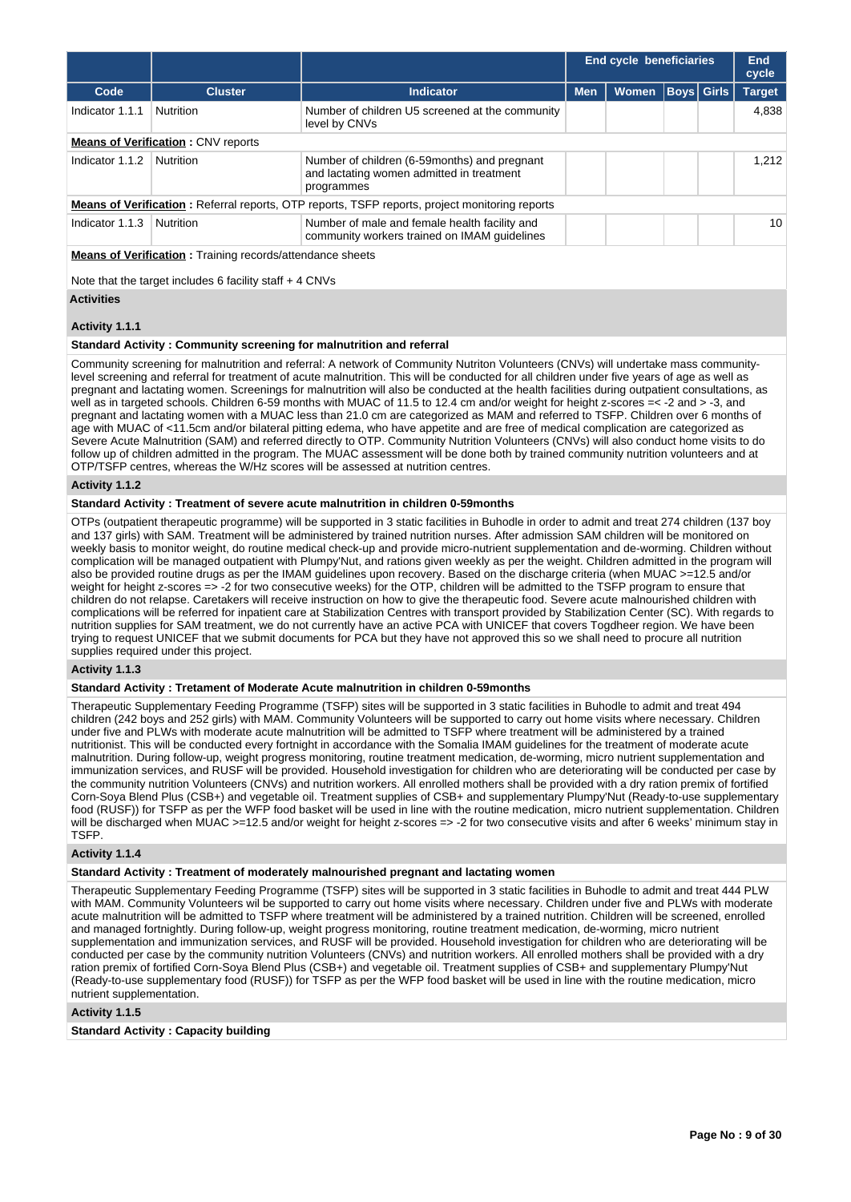| | | | End cycle beneficiaries | | | | End cycle |
|---|---|---|---|---|---|---|---|
| Code | Cluster | Indicator | Men | Women | Boys | Girls | Target |
| Indicator 1.1.1 | Nutrition | Number of children U5 screened at the community level by CNVs | | | | | 4,838 |
| **Means of Verification :** CNV reports | | | | | | | |
| Indicator 1.1.2 | Nutrition | Number of children (6-59months) and pregnant and lactating women admitted in treatment programmes | | | | | 1,212 |
| **Means of Verification :** Referral reports, OTP reports, TSFP reports, project monitoring reports | | | | | | | |
| Indicator 1.1.3 | Nutrition | Number of male and female health facility and community workers trained on IMAM guidelines | | | | | 10 |

**Means of Verification :** Training records/attendance sheets

Note that the target includes 6 facility staff + 4 CNVs

**Activities**

**Activity 1.1.1**

**Standard Activity : Community screening for malnutrition and referral**

Community screening for malnutrition and referral: A network of Community Nutriton Volunteers (CNVs) will undertake mass community-level screening and referral for treatment of acute malnutrition. This will be conducted for all children under five years of age as well as pregnant and lactating women. Screenings for malnutrition will also be conducted at the health facilities during outpatient consultations, as well as in targeted schools. Children 6-59 months with MUAC of 11.5 to 12.4 cm and/or weight for height z-scores =< -2 and > -3, and pregnant and lactating women with a MUAC less than 21.0 cm are categorized as MAM and referred to TSFP. Children over 6 months of age with MUAC of <11.5cm and/or bilateral pitting edema, who have appetite and are free of medical complication are categorized as Severe Acute Malnutrition (SAM) and referred directly to OTP. Community Nutrition Volunteers (CNVs) will also conduct home visits to do follow up of children admitted in the program. The MUAC assessment will be done both by trained community nutrition volunteers and at OTP/TSFP centres, whereas the W/Hz scores will be assessed at nutrition centres.

**Activity 1.1.2**

**Standard Activity : Treatment of severe acute malnutrition in children 0-59months**

OTPs (outpatient therapeutic programme) will be supported in 3 static facilities in Buhodle in order to admit and treat 274 children (137 boy and 137 girls) with SAM. Treatment will be administered by trained nutrition nurses. After admission SAM children will be monitored on weekly basis to monitor weight, do routine medical check-up and provide micro-nutrient supplementation and de-worming. Children without complication will be managed outpatient with Plumpy'Nut, and rations given weekly as per the weight. Children admitted in the program will also be provided routine drugs as per the IMAM guidelines upon recovery. Based on the discharge criteria (when MUAC >=12.5 and/or weight for height z-scores => -2 for two consecutive weeks) for the OTP, children will be admitted to the TSFP program to ensure that children do not relapse. Caretakers will receive instruction on how to give the therapeutic food. Severe acute malnourished children with complications will be referred for inpatient care at Stabilization Centres with transport provided by Stabilization Center (SC). With regards to nutrition supplies for SAM treatment, we do not currently have an active PCA with UNICEF that covers Togdheer region. We have been trying to request UNICEF that we submit documents for PCA but they have not approved this so we shall need to procure all nutrition supplies required under this project.

**Activity 1.1.3**

**Standard Activity : Tretament of Moderate Acute malnutrition in children 0-59months**

Therapeutic Supplementary Feeding Programme (TSFP) sites will be supported in 3 static facilities in Buhodle to admit and treat 494 children (242 boys and 252 girls) with MAM. Community Volunteers will be supported to carry out home visits where necessary. Children under five and PLWs with moderate acute malnutrition will be admitted to TSFP where treatment will be administered by a trained nutritionist. This will be conducted every fortnight in accordance with the Somalia IMAM guidelines for the treatment of moderate acute malnutrition. During follow-up, weight progress monitoring, routine treatment medication, de-worming, micro nutrient supplementation and immunization services, and RUSF will be provided. Household investigation for children who are deteriorating will be conducted per case by the community nutrition Volunteers (CNVs) and nutrition workers. All enrolled mothers shall be provided with a dry ration premix of fortified Corn-Soya Blend Plus (CSB+) and vegetable oil. Treatment supplies of CSB+ and supplementary Plumpy'Nut (Ready-to-use supplementary food (RUSF)) for TSFP as per the WFP food basket will be used in line with the routine medication, micro nutrient supplementation. Children will be discharged when MUAC >=12.5 and/or weight for height z-scores => -2 for two consecutive visits and after 6 weeks' minimum stay in TSFP.

**Activity 1.1.4**

**Standard Activity : Treatment of moderately malnourished pregnant and lactating women**

Therapeutic Supplementary Feeding Programme (TSFP) sites will be supported in 3 static facilities in Buhodle to admit and treat 444 PLW with MAM. Community Volunteers wil be supported to carry out home visits where necessary. Children under five and PLWs with moderate acute malnutrition will be admitted to TSFP where treatment will be administered by a trained nutrition. Children will be screened, enrolled and managed fortnightly. During follow-up, weight progress monitoring, routine treatment medication, de-worming, micro nutrient supplementation and immunization services, and RUSF will be provided. Household investigation for children who are deteriorating will be conducted per case by the community nutrition Volunteers (CNVs) and nutrition workers. All enrolled mothers shall be provided with a dry ration premix of fortified Corn-Soya Blend Plus (CSB+) and vegetable oil. Treatment supplies of CSB+ and supplementary Plumpy'Nut (Ready-to-use supplementary food (RUSF)) for TSFP as per the WFP food basket will be used in line with the routine medication, micro nutrient supplementation.

**Activity 1.1.5**

**Standard Activity : Capacity building**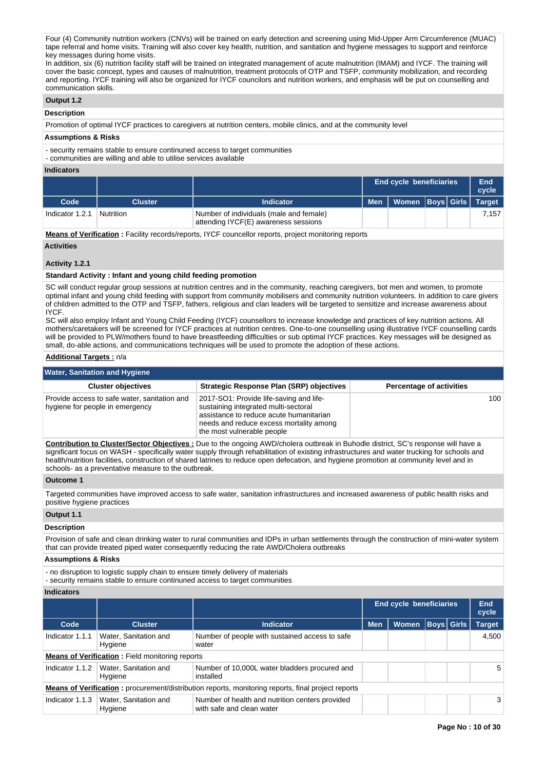Four (4) Community nutrition workers (CNVs) will be trained on early detection and screening using Mid-Upper Arm Circumference (MUAC) tape referral and home visits. Training will also cover key health, nutrition, and sanitation and hygiene messages to support and reinforce key messages during home visits.
In addition, six (6) nutrition facility staff will be trained on integrated management of acute malnutrition (IMAM) and IYCF. The training will cover the basic concept, types and causes of malnutrition, treatment protocols of OTP and TSFP, community mobilization, and recording and reporting. IYCF training will also be organized for IYCF councilors and nutrition workers, and emphasis will be put on counselling and communication skills.

### Output 1.2

**Description**

Promotion of optimal IYCF practices to caregivers at nutrition centers, mobile clinics, and at the community level

**Assumptions & Risks**

- security remains stable to ensure continued access to target communities
- communities are willing and able to utilise services available

**Indicators**

| | | | End cycle beneficiaries | | | | End cycle |
|---|---|---|---|---|---|---|---|
| Code | Cluster | Indicator | Men | Women | Boys | Girls | Target |
| Indicator 1.2.1 | Nutrition | Number of individuals (male and female) attending IYCF(E) awareness sessions | | | | | 7,157 |

**Means of Verification :** Facility records/reports, IYCF councellor reports, project monitoring reports

**Activities**

**Activity 1.2.1**

**Standard Activity : Infant and young child feeding promotion**

SC will conduct regular group sessions at nutrition centres and in the community, reaching caregivers, bot men and women, to promote optimal infant and young child feeding with support from community mobilisers and community nutrition volunteers. In addition to care givers of children admitted to the OTP and TSFP, fathers, religious and clan leaders will be targeted to sensitize and increase awareness about IYCF.
SC will also employ Infant and Young Child Feeding (IYCF) counsellors to increase knowledge and practices of key nutrition actions. All mothers/caretakers will be screened for IYCF practices at nutrition centres. One-to-one counselling using illustrative IYCF counselling cards will be provided to PLW/mothers found to have breastfeeding difficulties or sub optimal IYCF practices. Key messages will be designed as small, do-able actions, and communications techniques will be used to promote the adoption of these actions.

**Additional Targets :** n/a

## Water, Sanitation and Hygiene

| Cluster objectives | Strategic Response Plan (SRP) objectives | Percentage of activities |
|---|---|---|
| Provide access to safe water, sanitation and hygiene for people in emergency | 2017-SO1: Provide life-saving and life-sustaining integrated multi-sectoral assistance to reduce acute humanitarian needs and reduce excess mortality among the most vulnerable people | 100 |

**Contribution to Cluster/Sector Objectives :** Due to the ongoing AWD/cholera outbreak in Buhodle district, SC's response will have a significant focus on WASH - specifically water supply through rehabilitation of existing infrastructures and water trucking for schools and health/nutrition facilities, construction of shared latrines to reduce open defecation, and hygiene promotion at community level and in schools- as a preventative measure to the outbreak.

### Outcome 1

Targeted communities have improved access to safe water, sanitation infrastructures and increased awareness of public health risks and positive hygiene practices

### Output 1.1

**Description**

Provision of safe and clean drinking water to rural communities and IDPs in urban settlements through the construction of mini-water system that can provide treated piped water consequently reducing the rate AWD/Cholera outbreaks

**Assumptions & Risks**

- no disruption to logistic supply chain to ensure timely delivery of materials
- security remains stable to ensure continued access to target communities

**Indicators**

| | | | End cycle beneficiaries | | | | End cycle |
|---|---|---|---|---|---|---|---|
| Code | Cluster | Indicator | Men | Women | Boys | Girls | Target |
| Indicator 1.1.1 | Water, Sanitation and Hygiene | Number of people with sustained access to safe water | | | | | 4,500 |
| **Means of Verification :** Field monitoring reports | | | | | | | |
| Indicator 1.1.2 | Water, Sanitation and Hygiene | Number of 10,000L water bladders procured and installed | | | | | 5 |
| **Means of Verification :** procurement/distribution reports, monitoring reports, final project reports | | | | | | | |
| Indicator 1.1.3 | Water, Sanitation and Hygiene | Number of health and nutrition centers provided with safe and clean water | | | | | 3 |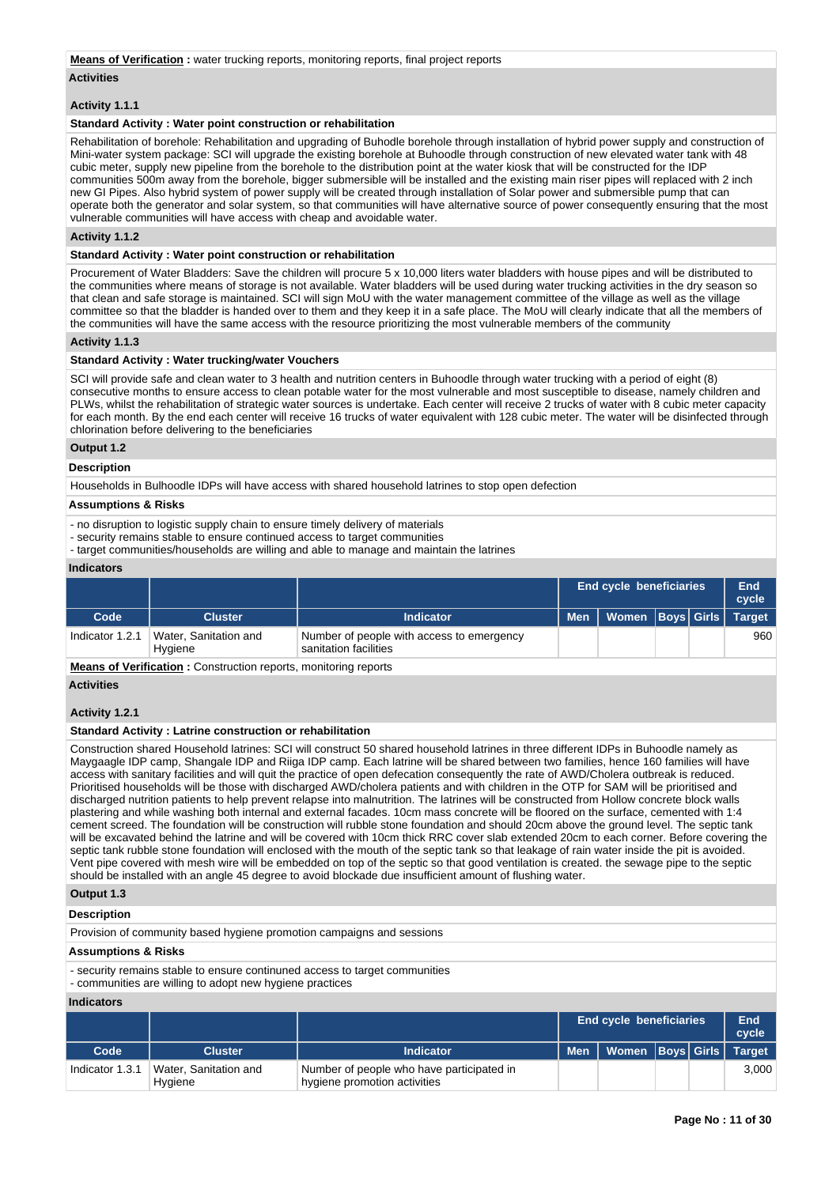**Means of Verification :** water trucking reports, monitoring reports, final project reports

**Activities**

**Activity 1.1.1**

**Standard Activity : Water point construction or rehabilitation**

Rehabilitation of borehole: Rehabilitation and upgrading of Buhodle borehole through installation of hybrid power supply and construction of Mini-water system package: SCI will upgrade the existing borehole at Buhoodle through construction of new elevated water tank with 48 cubic meter, supply new pipeline from the borehole to the distribution point at the water kiosk that will be constructed for the IDP communities 500m away from the borehole, bigger submersible will be installed and the existing main riser pipes will replaced with 2 inch new GI Pipes. Also hybrid system of power supply will be created through installation of Solar power and submersible pump that can operate both the generator and solar system, so that communities will have alternative source of power consequently ensuring that the most vulnerable communities will have access with cheap and avoidable water.

**Activity 1.1.2**

**Standard Activity : Water point construction or rehabilitation**

Procurement of Water Bladders: Save the children will procure 5 x 10,000 liters water bladders with house pipes and will be distributed to the communities where means of storage is not available. Water bladders will be used during water trucking activities in the dry season so that clean and safe storage is maintained. SCI will sign MoU with the water management committee of the village as well as the village committee so that the bladder is handed over to them and they keep it in a safe place. The MoU will clearly indicate that all the members of the communities will have the same access with the resource prioritizing the most vulnerable members of the community

**Activity 1.1.3**

**Standard Activity : Water trucking/water Vouchers**

SCI will provide safe and clean water to 3 health and nutrition centers in Buhoodle through water trucking with a period of eight (8) consecutive months to ensure access to clean potable water for the most vulnerable and most susceptible to disease, namely children and PLWs, whilst the rehabilitation of strategic water sources is undertake. Each center will receive 2 trucks of water with 8 cubic meter capacity for each month. By the end each center will receive 16 trucks of water equivalent with 128 cubic meter. The water will be disinfected through chlorination before delivering to the beneficiaries

**Output 1.2**

**Description**

Households in Bulhoodle IDPs will have access with shared household latrines to stop open defection

**Assumptions & Risks**

- no disruption to logistic supply chain to ensure timely delivery of materials
- security remains stable to ensure continued access to target communities
- target communities/households are willing and able to manage and maintain the latrines

**Indicators**

| | | | End cycle beneficiaries | | | | End cycle |
|---|---|---|---|---|---|---|---|
| **Code** | **Cluster** | **Indicator** | **Men** | **Women** | **Boys** | **Girls** | **Target** |
| Indicator 1.2.1 | Water, Sanitation and Hygiene | Number of people with access to emergency sanitation facilities | | | | | 960 |

**Means of Verification :** Construction reports, monitoring reports

**Activities**

**Activity 1.2.1**

**Standard Activity : Latrine construction or rehabilitation**

Construction shared Household latrines: SCI will construct 50 shared household latrines in three different IDPs in Buhoodle namely as Maygaagle IDP camp, Shangale IDP and Riiga IDP camp. Each latrine will be shared between two families, hence 160 families will have access with sanitary facilities and will quit the practice of open defecation consequently the rate of AWD/Cholera outbreak is reduced. Prioritised households will be those with discharged AWD/cholera patients and with children in the OTP for SAM will be prioritised and discharged nutrition patients to help prevent relapse into malnutrition. The latrines will be constructed from Hollow concrete block walls plastering and while washing both internal and external facades. 10cm mass concrete will be floored on the surface, cemented with 1:4 cement screed. The foundation will construction will rubble stone foundation and should 20cm above the ground level. The septic tank will be excavated behind the latrine and will be covered with 10cm thick RRC cover slab extended 20cm to each corner. Before covering the septic tank rubble stone foundation will enclosed with the mouth of the septic tank so that leakage of rain water inside the pit is avoided. Vent pipe covered with mesh wire will be embedded on top of the septic so that good ventilation is created. the sewage pipe to the septic should be installed with an angle 45 degree to avoid blockade due insufficient amount of flushing water.

**Output 1.3**

**Description**

Provision of community based hygiene promotion campaigns and sessions

**Assumptions & Risks**

- security remains stable to ensure continuned access to target communities
- communities are willing to adopt new hygiene practices

**Indicators**

| | | | End cycle beneficiaries | | | | End cycle |
|---|---|---|---|---|---|---|---|
| **Code** | **Cluster** | **Indicator** | **Men** | **Women** | **Boys** | **Girls** | **Target** |
| Indicator 1.3.1 | Water, Sanitation and Hygiene | Number of people who have participated in hygiene promotion activities | | | | | 3,000 |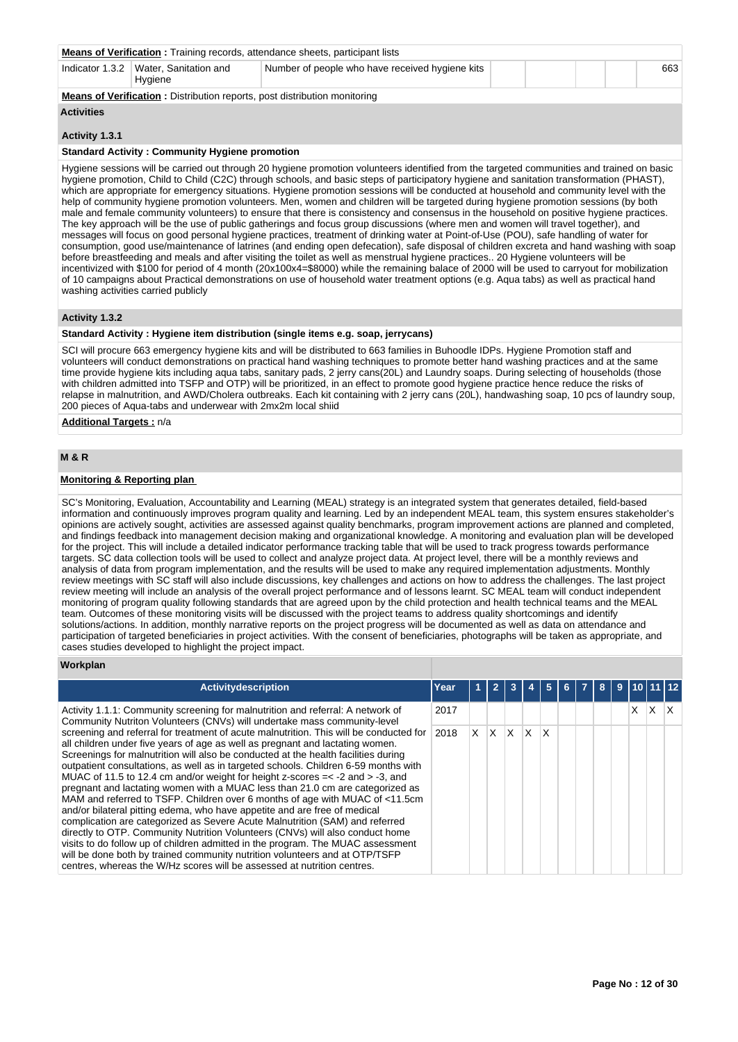**Means of Verification :** Training records, attendance sheets, participant lists

| Indicator 1.3.2 | Water, Sanitation and Hygiene | Number of people who have received hygiene kits | | | | | 663 |
|---|---|---|---|---|---|---|---|

**Means of Verification :** Distribution reports, post distribution monitoring

### Activities

#### Activity 1.3.1

**Standard Activity : Community Hygiene promotion**

Hygiene sessions will be carried out through 20 hygiene promotion volunteers identified from the targeted communities and trained on basic hygiene promotion, Child to Child (C2C) through schools, and basic steps of participatory hygiene and sanitation transformation (PHAST), which are appropriate for emergency situations. Hygiene promotion sessions will be conducted at household and community level with the help of community hygiene promotion volunteers. Men, women and children will be targeted during hygiene promotion sessions (by both male and female community volunteers) to ensure that there is consistency and consensus in the household on positive hygiene practices. The key approach will be the use of public gatherings and focus group discussions (where men and women will travel together), and messages will focus on good personal hygiene practices, treatment of drinking water at Point-of-Use (POU), safe handling of water for consumption, good use/maintenance of latrines (and ending open defecation), safe disposal of children excreta and hand washing with soap before breastfeeding and meals and after visiting the toilet as well as menstrual hygiene practices.. 20 Hygiene volunteers will be incentivized with $100 for period of 4 month (20x100x4=$8000) while the remaining balace of 2000 will be used to carryout for mobilization of 10 campaigns about Practical demonstrations on use of household water treatment options (e.g. Aqua tabs) as well as practical hand washing activities carried publicly

#### Activity 1.3.2

**Standard Activity : Hygiene item distribution (single items e.g. soap, jerrycans)**

SCI will procure 663 emergency hygiene kits and will be distributed to 663 families in Buhoodle IDPs. Hygiene Promotion staff and volunteers will conduct demonstrations on practical hand washing techniques to promote better hand washing practices and at the same time provide hygiene kits including aqua tabs, sanitary pads, 2 jerry cans(20L) and Laundry soaps. During selecting of households (those with children admitted into TSFP and OTP) will be prioritized, in an effect to promote good hygiene practice hence reduce the risks of relapse in malnutrition, and AWD/Cholera outbreaks. Each kit containing with 2 jerry cans (20L), handwashing soap, 10 pcs of laundry soup, 200 pieces of Aqua-tabs and underwear with 2mx2m local shiid

**Additional Targets :** n/a

## M & R

**Monitoring & Reporting plan**

SC's Monitoring, Evaluation, Accountability and Learning (MEAL) strategy is an integrated system that generates detailed, field-based information and continuously improves program quality and learning. Led by an independent MEAL team, this system ensures stakeholder's opinions are actively sought, activities are assessed against quality benchmarks, program improvement actions are planned and completed, and findings feedback into management decision making and organizational knowledge. A monitoring and evaluation plan will be developed for the project. This will include a detailed indicator performance tracking table that will be used to track progress towards performance targets. SC data collection tools will be used to collect and analyze project data. At project level, there will be a monthly reviews and analysis of data from program implementation, and the results will be used to make any required implementation adjustments. Monthly review meetings with SC staff will also include discussions, key challenges and actions on how to address the challenges. The last project review meeting will include an analysis of the overall project performance and of lessons learnt. SC MEAL team will conduct independent monitoring of program quality following standards that are agreed upon by the child protection and health technical teams and the MEAL team. Outcomes of these monitoring visits will be discussed with the project teams to address quality shortcomings and identify solutions/actions. In addition, monthly narrative reports on the project progress will be documented as well as data on attendance and participation of targeted beneficiaries in project activities. With the consent of beneficiaries, photographs will be taken as appropriate, and cases studies developed to highlight the project impact.

### Workplan

| Activitydescription | Year | 1 | 2 | 3 | 4 | 5 | 6 | 7 | 8 | 9 | 10 | 11 | 12 |
|---|---|---|---|---|---|---|---|---|---|---|---|---|---|
| Activity 1.1.1: Community screening for malnutrition and referral: A network of Community Nutriton Volunteers (CNVs) will undertake mass community-level screening and referral for treatment of acute malnutrition. This will be conducted for all children under five years of age as well as pregnant and lactating women. Screenings for malnutrition will also be conducted at the health facilities during outpatient consultations, as well as in targeted schools. Children 6-59 months with MUAC of 11.5 to 12.4 cm and/or weight for height z-scores =< -2 and > -3, and pregnant and lactating women with a MUAC less than 21.0 cm are categorized as MAM and referred to TSFP. Children over 6 months of age with MUAC of <11.5cm and/or bilateral pitting edema, who have appetite and are free of medical complication are categorized as Severe Acute Malnutrition (SAM) and referred directly to OTP. Community Nutrition Volunteers (CNVs) will also conduct home visits to do follow up of children admitted in the program. The MUAC assessment will be done both by trained community nutrition volunteers and at OTP/TSFP centres, whereas the W/Hz scores will be assessed at nutrition centres. | 2017 | | | | | | | | | | X | X | X |
| | 2018 | X | X | X | X | X | | | | | | | |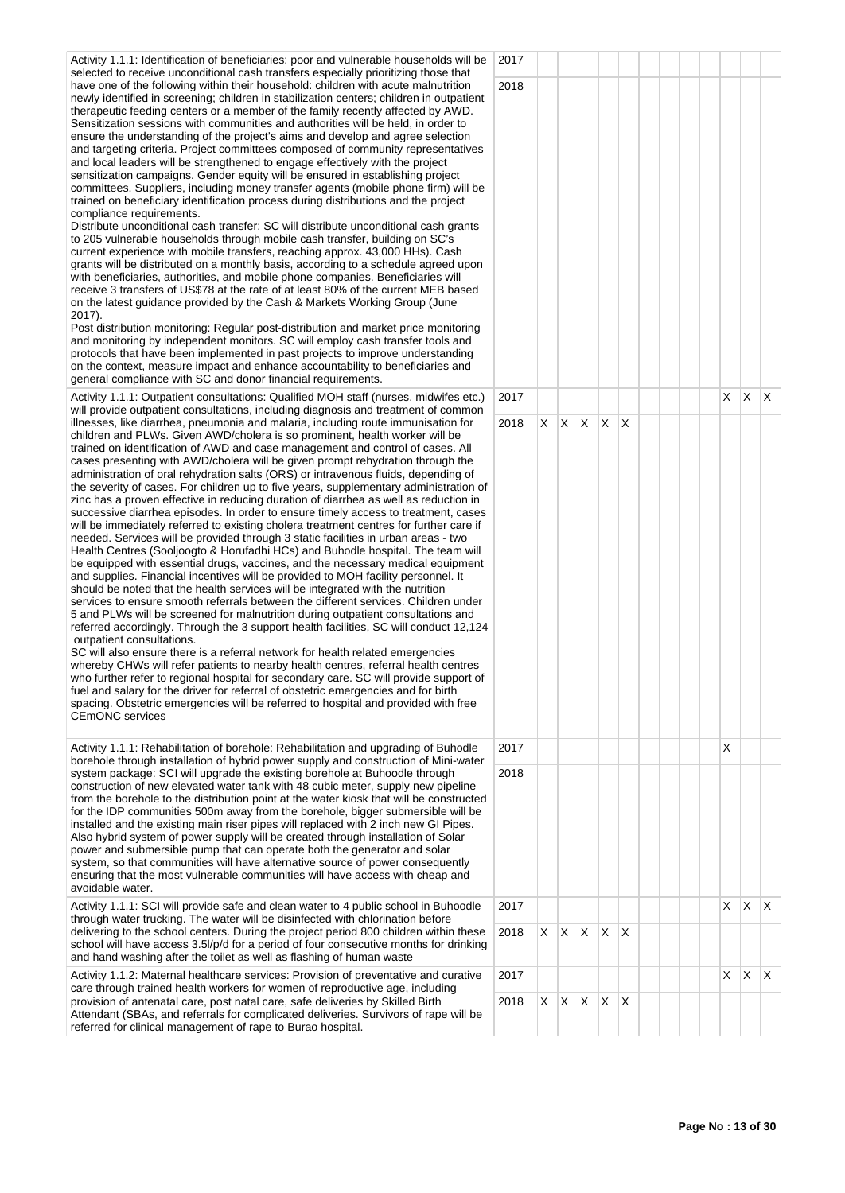| Activity | Year | 1 | 2 | 3 | 4 | 5 | 6 | 7 | 8 | 9 | 10 | 11 | 12 |
|---|---|---|---|---|---|---|---|---|---|---|---|---|---|
| Activity 1.1.1: Identification of beneficiaries: poor and vulnerable households will be selected to receive unconditional cash transfers especially prioritizing those that have one of the following within their household: children with acute malnutrition newly identified in screening; children in stabilization centers; children in outpatient therapeutic feeding centers or a member of the family recently affected by AWD. Sensitization sessions with communities and authorities will be held, in order to ensure the understanding of the project's aims and develop and agree selection and targeting criteria. Project committees composed of community representatives and local leaders will be strengthened to engage effectively with the project sensitization campaigns. Gender equity will be ensured in establishing project committees. Suppliers, including money transfer agents (mobile phone firm) will be trained on beneficiary identification process during distributions and the project compliance requirements.<br>Distribute unconditional cash transfer: SC will distribute unconditional cash grants to 205 vulnerable households through mobile cash transfer, building on SC's current experience with mobile transfers, reaching approx. 43,000 HHs). Cash grants will be distributed on a monthly basis, according to a schedule agreed upon with beneficiaries, authorities, and mobile phone companies. Beneficiaries will receive 3 transfers of US$78 at the rate of at least 80% of the current MEB based on the latest guidance provided by the Cash & Markets Working Group (June 2017).<br>Post distribution monitoring: Regular post-distribution and market price monitoring and monitoring by independent monitors. SC will employ cash transfer tools and protocols that have been implemented in past projects to improve understanding on the context, measure impact and enhance accountability to beneficiaries and general compliance with SC and donor financial requirements. | 2017 | | | | | | | | | | | | |
| | 2018 | | | | | | | | | | | | |
| Activity 1.1.1: Outpatient consultations: Qualified MOH staff (nurses, midwifes etc.) will provide outpatient consultations, including diagnosis and treatment of common illnesses, like diarrhea, pneumonia and malaria, including route immunisation for children and PLWs. Given AWD/cholera is so prominent, health worker will be trained on identification of AWD and case management and control of cases. All cases presenting with AWD/cholera will be given prompt rehydration through the administration of oral rehydration salts (ORS) or intravenous fluids, depending of the severity of cases. For children up to five years, supplementary administration of zinc has a proven effective in reducing duration of diarrhea as well as reduction in successive diarrhea episodes. In order to ensure timely access to treatment, cases will be immediately referred to existing cholera treatment centres for further care if needed. Services will be provided through 3 static facilities in urban areas - two Health Centres (Sooljoogto & Horufadhi HCs) and Buhodle hospital. The team will be equipped with essential drugs, vaccines, and the necessary medical equipment and supplies. Financial incentives will be provided to MOH facility personnel. It should be noted that the health services will be integrated with the nutrition services to ensure smooth referrals between the different services. Children under 5 and PLWs will be screened for malnutrition during outpatient consultations and referred accordingly. Through the 3 support health facilities, SC will conduct 12,124 outpatient consultations.<br>SC will also ensure there is a referral network for health related emergencies whereby CHWs will refer patients to nearby health centres, referral health centres who further refer to regional hospital for secondary care. SC will provide support of fuel and salary for the driver for referral of obstetric emergencies and for birth spacing. Obstetric emergencies will be referred to hospital and provided with free CEmONC services | 2017 | | | | | | | | | | X | X | X |
| | 2018 | X | X | X | X | X | | | | | | | |
| Activity 1.1.1: Rehabilitation of borehole: Rehabilitation and upgrading of Buhodle borehole through installation of hybrid power supply and construction of Mini-water system package: SCI will upgrade the existing borehole at Buhoodle through construction of new elevated water tank with 48 cubic meter, supply new pipeline from the borehole to the distribution point at the water kiosk that will be constructed for the IDP communities 500m away from the borehole, bigger submersible will be installed and the existing main riser pipes will replaced with 2 inch new GI Pipes. Also hybrid system of power supply will be created through installation of Solar power and submersible pump that can operate both the generator and solar system, so that communities will have alternative source of power consequently ensuring that the most vulnerable communities will have access with cheap and avoidable water. | 2017 | | | | | | | | | | X | | |
| | 2018 | | | | | | | | | | | | |
| Activity 1.1.1: SCI will provide safe and clean water to 4 public school in Buhoodle through water trucking. The water will be disinfected with chlorination before delivering to the school centers. During the project period 800 children within these school will have access 3.5l/p/d for a period of four consecutive months for drinking and hand washing after the toilet as well as flashing of human waste | 2017 | | | | | | | | | | X | X | X |
| | 2018 | X | X | X | X | X | | | | | | | |
| Activity 1.1.2: Maternal healthcare services: Provision of preventative and curative care through trained health workers for women of reproductive age, including provision of antenatal care, post natal care, safe deliveries by Skilled Birth Attendant (SBAs, and referrals for complicated deliveries. Survivors of rape will be referred for clinical management of rape to Burao hospital. | 2017 | | | | | | | | | | X | X | X |
| | 2018 | X | X | X | X | X | | | | | | | |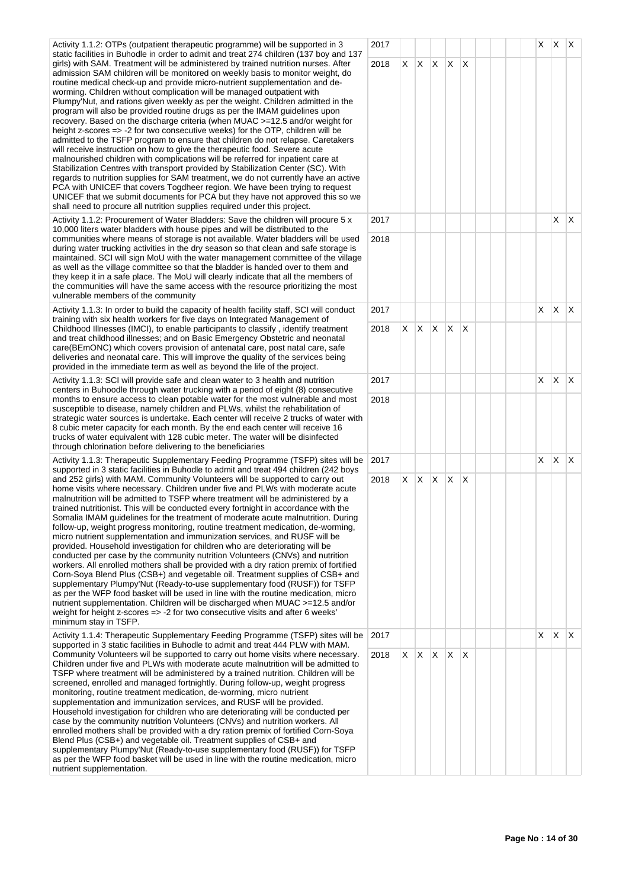| | | | | | | | | | | | | | |
|---|---|---|---|---|---|---|---|---|---|---|---|---|---|
| Activity 1.1.2: OTPs (outpatient therapeutic programme) will be supported in 3 static facilities in Buhodle in order to admit and treat 274 children (137 boy and 137 girls) with SAM. Treatment will be administered by trained nutrition nurses. After admission SAM children will be monitored on weekly basis to monitor weight, do routine medical check-up and provide micro-nutrient supplementation and de-worming. Children without complication will be managed outpatient with Plumpy'Nut, and rations given weekly as per the weight. Children admitted in the program will also be provided routine drugs as per the IMAM guidelines upon recovery. Based on the discharge criteria (when MUAC >=12.5 and/or weight for height z-scores => -2 for two consecutive weeks) for the OTP, children will be admitted to the TSFP program to ensure that children do not relapse. Caretakers will receive instruction on how to give the therapeutic food. Severe acute malnourished children with complications will be referred for inpatient care at Stabilization Centres with transport provided by Stabilization Center (SC). With regards to nutrition supplies for SAM treatment, we do not currently have an active PCA with UNICEF that covers Togdheer region. We have been trying to request UNICEF that we submit documents for PCA but they have not approved this so we shall need to procure all nutrition supplies required under this project. | 2017 | | | | | | | | | | X | X | X |
| | 2018 | X | X | X | X | X | | | | | | | |
| Activity 1.1.2: Procurement of Water Bladders: Save the children will procure 5 x 10,000 liters water bladders with house pipes and will be distributed to the communities where means of storage is not available. Water bladders will be used during water trucking activities in the dry season so that clean and safe storage is maintained. SCI will sign MoU with the water management committee of the village as well as the village committee so that the bladder is handed over to them and they keep it in a safe place. The MoU will clearly indicate that all the members of the communities will have the same access with the resource prioritizing the most vulnerable members of the community | 2017 | | | | | | | | | | | X | X |
| | 2018 | | | | | | | | | | | | |
| Activity 1.1.3: In order to build the capacity of health facility staff, SCI will conduct training with six health workers for five days on Integrated Management of Childhood Illnesses (IMCI), to enable participants to classify , identify treatment and treat childhood illnesses; and on Basic Emergency Obstetric and neonatal care(BEmONC) which covers provision of antenatal care, post natal care, safe deliveries and neonatal care. This will improve the quality of the services being provided in the immediate term as well as beyond the life of the project. | 2017 | | | | | | | | | | X | X | X |
| | 2018 | X | X | X | X | X | | | | | | | |
| Activity 1.1.3: SCI will provide safe and clean water to 3 health and nutrition centers in Buhoodle through water trucking with a period of eight (8) consecutive months to ensure access to clean potable water for the most vulnerable and most susceptible to disease, namely children and PLWs, whilst the rehabilitation of strategic water sources is undertake. Each center will receive 2 trucks of water with 8 cubic meter capacity for each month. By the end each center will receive 16 trucks of water equivalent with 128 cubic meter. The water will be disinfected through chlorination before delivering to the beneficiaries | 2017 | | | | | | | | | | X | X | X |
| | 2018 | | | | | | | | | | | | |
| Activity 1.1.3: Therapeutic Supplementary Feeding Programme (TSFP) sites will be supported in 3 static facilities in Buhodle to admit and treat 494 children (242 boys and 252 girls) with MAM. Community Volunteers will be supported to carry out home visits where necessary. Children under five and PLWs with moderate acute malnutrition will be admitted to TSFP where treatment will be administered by a trained nutritionist. This will be conducted every fortnight in accordance with the Somalia IMAM guidelines for the treatment of moderate acute malnutrition. During follow-up, weight progress monitoring, routine treatment medication, de-worming, micro nutrient supplementation and immunization services, and RUSF will be provided. Household investigation for children who are deteriorating will be conducted per case by the community nutrition Volunteers (CNVs) and nutrition workers. All enrolled mothers shall be provided with a dry ration premix of fortified Corn-Soya Blend Plus (CSB+) and vegetable oil. Treatment supplies of CSB+ and supplementary Plumpy'Nut (Ready-to-use supplementary food (RUSF)) for TSFP as per the WFP food basket will be used in line with the routine medication, micro nutrient supplementation. Children will be discharged when MUAC >=12.5 and/or weight for height z-scores => -2 for two consecutive visits and after 6 weeks' minimum stay in TSFP. | 2017 | | | | | | | | | | X | X | X |
| | 2018 | X | X | X | X | X | | | | | | | |
| Activity 1.1.4: Therapeutic Supplementary Feeding Programme (TSFP) sites will be supported in 3 static facilities in Buhodle to admit and treat 444 PLW with MAM. Community Volunteers wil be supported to carry out home visits where necessary. Children under five and PLWs with moderate acute malnutrition will be admitted to TSFP where treatment will be administered by a trained nutrition. Children will be screened, enrolled and managed fortnightly. During follow-up, weight progress monitoring, routine treatment medication, de-worming, micro nutrient supplementation and immunization services, and RUSF will be provided. Household investigation for children who are deteriorating will be conducted per case by the community nutrition Volunteers (CNVs) and nutrition workers. All enrolled mothers shall be provided with a dry ration premix of fortified Corn-Soya Blend Plus (CSB+) and vegetable oil. Treatment supplies of CSB+ and supplementary Plumpy'Nut (Ready-to-use supplementary food (RUSF)) for TSFP as per the WFP food basket will be used in line with the routine medication, micro nutrient supplementation. | 2017 | | | | | | | | | | X | X | X |
| | 2018 | X | X | X | X | X | | | | | | | |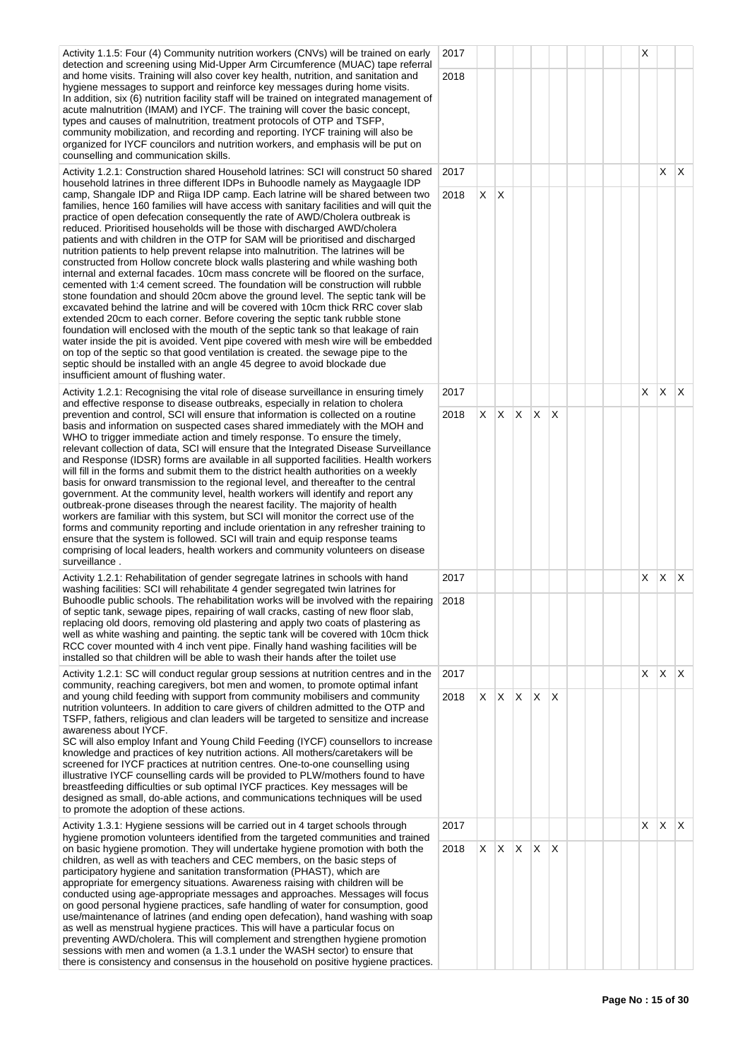| | | | | | | | | | | | | | |
|---|---|---|---|---|---|---|---|---|---|---|---|---|---|
| Activity 1.1.5: Four (4) Community nutrition workers (CNVs) will be trained on early detection and screening using Mid-Upper Arm Circumference (MUAC) tape referral and home visits. Training will also cover key health, nutrition, and sanitation and hygiene messages to support and reinforce key messages during home visits.<br>In addition, six (6) nutrition facility staff will be trained on integrated management of acute malnutrition (IMAM) and IYCF. The training will cover the basic concept, types and causes of malnutrition, treatment protocols of OTP and TSFP, community mobilization, and recording and reporting. IYCF training will also be organized for IYCF councilors and nutrition workers, and emphasis will be put on counselling and communication skills. | 2017 | | | | | | | | | | X | | |
| | 2018 | | | | | | | | | | | | |
| Activity 1.2.1: Construction shared Household latrines: SCI will construct 50 shared household latrines in three different IDPs in Buhoodle namely as Maygaagle IDP camp, Shangale IDP and Riiga IDP camp. Each latrine will be shared between two families, hence 160 families will have access with sanitary facilities and will quit the practice of open defecation consequently the rate of AWD/Cholera outbreak is reduced. Prioritised households will be those with discharged AWD/cholera patients and with children in the OTP for SAM will be prioritised and discharged nutrition patients to help prevent relapse into malnutrition. The latrines will be constructed from Hollow concrete block walls plastering and while washing both internal and external facades. 10cm mass concrete will be floored on the surface, cemented with 1:4 cement screed. The foundation will be construction will rubble stone foundation and should 20cm above the ground level. The septic tank will be excavated behind the latrine and will be covered with 10cm thick RRC cover slab extended 20cm to each corner. Before covering the septic tank rubble stone foundation will enclosed with the mouth of the septic tank so that leakage of rain water inside the pit is avoided. Vent pipe covered with mesh wire will be embedded on top of the septic so that good ventilation is created. the sewage pipe to the septic should be installed with an angle 45 degree to avoid blockade due insufficient amount of flushing water. | 2017 | | | | | | | | | | | X | X |
| | 2018 | X | X | | | | | | | | | | |
| Activity 1.2.1: Recognising the vital role of disease surveillance in ensuring timely and effective response to disease outbreaks, especially in relation to cholera prevention and control, SCI will ensure that information is collected on a routine basis and information on suspected cases shared immediately with the MOH and WHO to trigger immediate action and timely response. To ensure the timely, relevant collection of data, SCI will ensure that the Integrated Disease Surveillance and Response (IDSR) forms are available in all supported facilities. Health workers will fill in the forms and submit them to the district health authorities on a weekly basis for onward transmission to the regional level, and thereafter to the central government. At the community level, health workers will identify and report any outbreak-prone diseases through the nearest facility. The majority of health workers are familiar with this system, but SCI will monitor the correct use of the forms and community reporting and include orientation in any refresher training to ensure that the system is followed. SCI will train and equip response teams comprising of local leaders, health workers and community volunteers on disease surveillance . | 2017 | | | | | | | | | | X | X | X |
| | 2018 | X | X | X | X | X | | | | | | | |
| Activity 1.2.1: Rehabilitation of gender segregate latrines in schools with hand washing facilities: SCI will rehabilitate 4 gender segregated twin latrines for Buhoodle public schools. The rehabilitation works will be involved with the repairing of septic tank, sewage pipes, repairing of wall cracks, casting of new floor slab, replacing old doors, removing old plastering and apply two coats of plastering as well as white washing and painting. the septic tank will be covered with 10cm thick RCC cover mounted with 4 inch vent pipe. Finally hand washing facilities will be installed so that children will be able to wash their hands after the toilet use | 2017 | | | | | | | | | | X | X | X |
| | 2018 | | | | | | | | | | | | |
| Activity 1.2.1: SC will conduct regular group sessions at nutrition centres and in the community, reaching caregivers, bot men and women, to promote optimal infant and young child feeding with support from community mobilisers and community nutrition volunteers. In addition to care givers of children admitted to the OTP and TSFP, fathers, religious and clan leaders will be targeted to sensitize and increase awareness about IYCF.<br>SC will also employ Infant and Young Child Feeding (IYCF) counsellors to increase knowledge and practices of key nutrition actions. All mothers/caretakers will be screened for IYCF practices at nutrition centres. One-to-one counselling using illustrative IYCF counselling cards will be provided to PLW/mothers found to have breastfeeding difficulties or sub optimal IYCF practices. Key messages will be designed as small, do-able actions, and communications techniques will be used to promote the adoption of these actions. | 2017 | | | | | | | | | | X | X | X |
| | 2018 | X | X | X | X | X | | | | | | | |
| Activity 1.3.1: Hygiene sessions will be carried out in 4 target schools through hygiene promotion volunteers identified from the targeted communities and trained on basic hygiene promotion. They will undertake hygiene promotion with both the children, as well as with teachers and CEC members, on the basic steps of participatory hygiene and sanitation transformation (PHAST), which are appropriate for emergency situations. Awareness raising with children will be conducted using age-appropriate messages and approaches. Messages will focus on good personal hygiene practices, safe handling of water for consumption, good use/maintenance of latrines (and ending open defecation), hand washing with soap as well as menstrual hygiene practices. This will have a particular focus on preventing AWD/cholera. This will complement and strengthen hygiene promotion sessions with men and women (a 1.3.1 under the WASH sector) to ensure that there is consistency and consensus in the household on positive hygiene practices. | 2017 | | | | | | | | | | X | X | X |
| | 2018 | X | X | X | X | X | | | | | | | |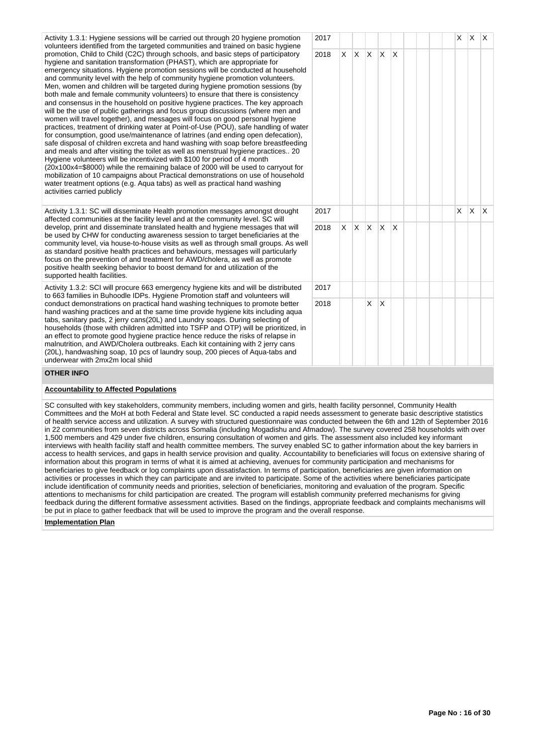| Activity | Year | 1 | 2 | 3 | 4 | 5 | 6 | 7 | 8 | 9 | 10 | 11 | 12 |
|---|---|---|---|---|---|---|---|---|---|---|---|---|---|
| Activity 1.3.1: Hygiene sessions will be carried out through 20 hygiene promotion volunteers identified from the targeted communities and trained on basic hygiene promotion, Child to Child (C2C) through schools, and basic steps of participatory hygiene and sanitation transformation (PHAST), which are appropriate for emergency situations. Hygiene promotion sessions will be conducted at household and community level with the help of community hygiene promotion volunteers. Men, women and children will be targeted during hygiene promotion sessions (by both male and female community volunteers) to ensure that there is consistency and consensus in the household on positive hygiene practices. The key approach will be the use of public gatherings and focus group discussions (where men and women will travel together), and messages will focus on good personal hygiene practices, treatment of drinking water at Point-of-Use (POU), safe handling of water for consumption, good use/maintenance of latrines (and ending open defecation), safe disposal of children excreta and hand washing with soap before breastfeeding and meals and after visiting the toilet as well as menstrual hygiene practices.. 20 Hygiene volunteers will be incentivized with $100 for period of 4 month (20x100x4=$8000) while the remaining balace of 2000 will be used to carryout for mobilization of 10 campaigns about Practical demonstrations on use of household water treatment options (e.g. Aqua tabs) as well as practical hand washing activities carried publicly | 2017 | | | | | | | | | | X | X | X |
| | 2018 | X | X | X | X | X | | | | | | | |
| Activity 1.3.1: SC will disseminate Health promotion messages amongst drought affected communities at the facility level and at the community level. SC will develop, print and disseminate translated health and hygiene messages that will be used by CHW for conducting awareness session to target beneficiaries at the community level, via house-to-house visits as well as through small groups. As well as standard positive health practices and behaviours, messages will particularly focus on the prevention of and treatment for AWD/cholera, as well as promote positive health seeking behavior to boost demand for and utilization of the supported health facilities. | 2017 | | | | | | | | | | X | X | X |
| | 2018 | X | X | X | X | X | | | | | | | |
| Activity 1.3.2: SCI will procure 663 emergency hygiene kits and will be distributed to 663 families in Buhoodle IDPs. Hygiene Promotion staff and volunteers will conduct demonstrations on practical hand washing techniques to promote better hand washing practices and at the same time provide hygiene kits including aqua tabs, sanitary pads, 2 jerry cans(20L) and Laundry soaps. During selecting of households (those with children admitted into TSFP and OTP) will be prioritized, in an effect to promote good hygiene practice hence reduce the risks of relapse in malnutrition, and AWD/Cholera outbreaks. Each kit containing with 2 jerry cans (20L), handwashing soap, 10 pcs of laundry soup, 200 pieces of Aqua-tabs and underwear with 2mx2m local shiid | 2017 | | | | | | | | | | | | |
| | 2018 | | | X | X | | | | | | | | |

## OTHER INFO

### Accountability to Affected Populations

SC consulted with key stakeholders, community members, including women and girls, health facility personnel, Community Health Committees and the MoH at both Federal and State level. SC conducted a rapid needs assessment to generate basic descriptive statistics of health service access and utilization. A survey with structured questionnaire was conducted between the 6th and 12th of September 2016 in 22 communities from seven districts across Somalia (including Mogadishu and Afmadow). The survey covered 258 households with over 1,500 members and 429 under five children, ensuring consultation of women and girls. The assessment also included key informant interviews with health facility staff and health committee members. The survey enabled SC to gather information about the key barriers in access to health services, and gaps in health service provision and quality. Accountability to beneficiaries will focus on extensive sharing of information about this program in terms of what it is aimed at achieving, avenues for community participation and mechanisms for beneficiaries to give feedback or log complaints upon dissatisfaction. In terms of participation, beneficiaries are given information on activities or processes in which they can participate and are invited to participate. Some of the activities where beneficiaries participate include identification of community needs and priorities, selection of beneficiaries, monitoring and evaluation of the program. Specific attentions to mechanisms for child participation are created. The program will establish community preferred mechanisms for giving feedback during the different formative assessment activities. Based on the findings, appropriate feedback and complaints mechanisms will be put in place to gather feedback that will be used to improve the program and the overall response.

### Implementation Plan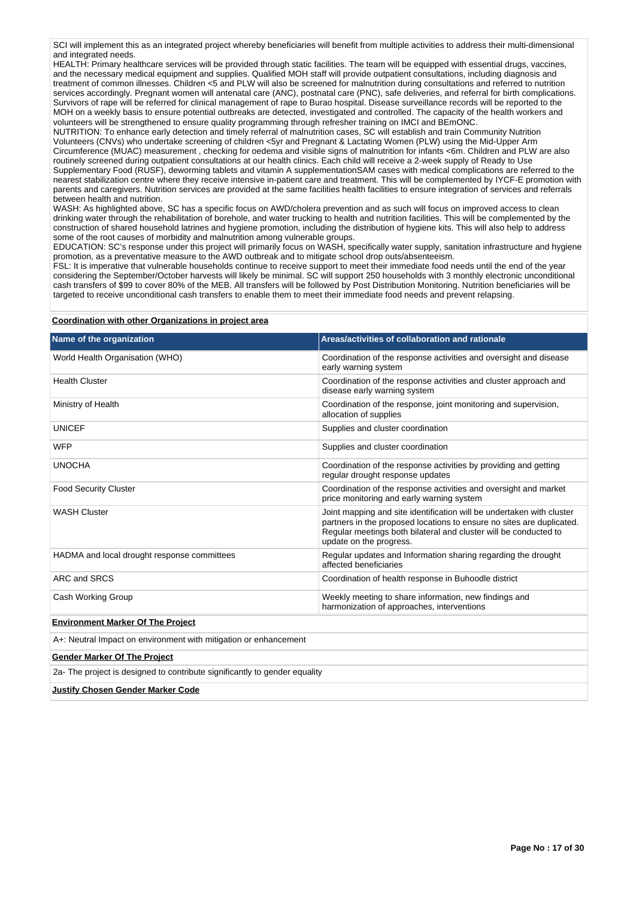SCI will implement this as an integrated project whereby beneficiaries will benefit from multiple activities to address their multi-dimensional and integrated needs.

HEALTH: Primary healthcare services will be provided through static facilities. The team will be equipped with essential drugs, vaccines, and the necessary medical equipment and supplies. Qualified MOH staff will provide outpatient consultations, including diagnosis and treatment of common illnesses. Children <5 and PLW will also be screened for malnutrition during consultations and referred to nutrition services accordingly. Pregnant women will antenatal care (ANC), postnatal care (PNC), safe deliveries, and referral for birth complications. Survivors of rape will be referred for clinical management of rape to Burao hospital. Disease surveillance records will be reported to the MOH on a weekly basis to ensure potential outbreaks are detected, investigated and controlled. The capacity of the health workers and volunteers will be strengthened to ensure quality programming through refresher training on IMCI and BEmONC.

NUTRITION: To enhance early detection and timely referral of malnutrition cases, SC will establish and train Community Nutrition Volunteers (CNVs) who undertake screening of children <5yr and Pregnant & Lactating Women (PLW) using the Mid-Upper Arm Circumference (MUAC) measurement , checking for oedema and visible signs of malnutrition for infants <6m. Children and PLW are also routinely screened during outpatient consultations at our health clinics. Each child will receive a 2-week supply of Ready to Use Supplementary Food (RUSF), deworming tablets and vitamin A supplementationSAM cases with medical complications are referred to the nearest stabilization centre where they receive intensive in-patient care and treatment. This will be complemented by IYCF-E promotion with parents and caregivers. Nutrition services are provided at the same facilities health facilities to ensure integration of services and referrals between health and nutrition.

WASH: As highlighted above, SC has a specific focus on AWD/cholera prevention and as such will focus on improved access to clean drinking water through the rehabilitation of borehole, and water trucking to health and nutrition facilities. This will be complemented by the construction of shared household latrines and hygiene promotion, including the distribution of hygiene kits. This will also help to address some of the root causes of morbidity and malnutrition among vulnerable groups.

EDUCATION: SC's response under this project will primarily focus on WASH, specifically water supply, sanitation infrastructure and hygiene promotion, as a preventative measure to the AWD outbreak and to mitigate school drop outs/absenteeism.

FSL: It is imperative that vulnerable households continue to receive support to meet their immediate food needs until the end of the year considering the September/October harvests will likely be minimal. SC will support 250 households with 3 monthly electronic unconditional cash transfers of $99 to cover 80% of the MEB. All transfers will be followed by Post Distribution Monitoring. Nutrition beneficiaries will be targeted to receive unconditional cash transfers to enable them to meet their immediate food needs and prevent relapsing.

**Coordination with other Organizations in project area**

| Name of the organization | Areas/activities of collaboration and rationale |
|---|---|
| World Health Organisation (WHO) | Coordination of the response activities and oversight and disease early warning system |
| Health Cluster | Coordination of the response activities and cluster approach and disease early warning system |
| Ministry of Health | Coordination of the response, joint monitoring and supervision, allocation of supplies |
| UNICEF | Supplies and cluster coordination |
| WFP | Supplies and cluster coordination |
| UNOCHA | Coordination of the response activities by providing and getting regular drought response updates |
| Food Security Cluster | Coordination of the response activities and oversight and market price monitoring and early warning system |
| WASH Cluster | Joint mapping and site identification will be undertaken with cluster partners in the proposed locations to ensure no sites are duplicated. Regular meetings both bilateral and cluster will be conducted to update on the progress. |
| HADMA and local drought response committees | Regular updates and Information sharing regarding the drought affected beneficiaries |
| ARC and SRCS | Coordination of health response in Buhoodle district |
| Cash Working Group | Weekly meeting to share information, new findings and harmonization of approaches, interventions |

**Environment Marker Of The Project**

A+: Neutral Impact on environment with mitigation or enhancement

**Gender Marker Of The Project**

2a- The project is designed to contribute significantly to gender equality

**Justify Chosen Gender Marker Code**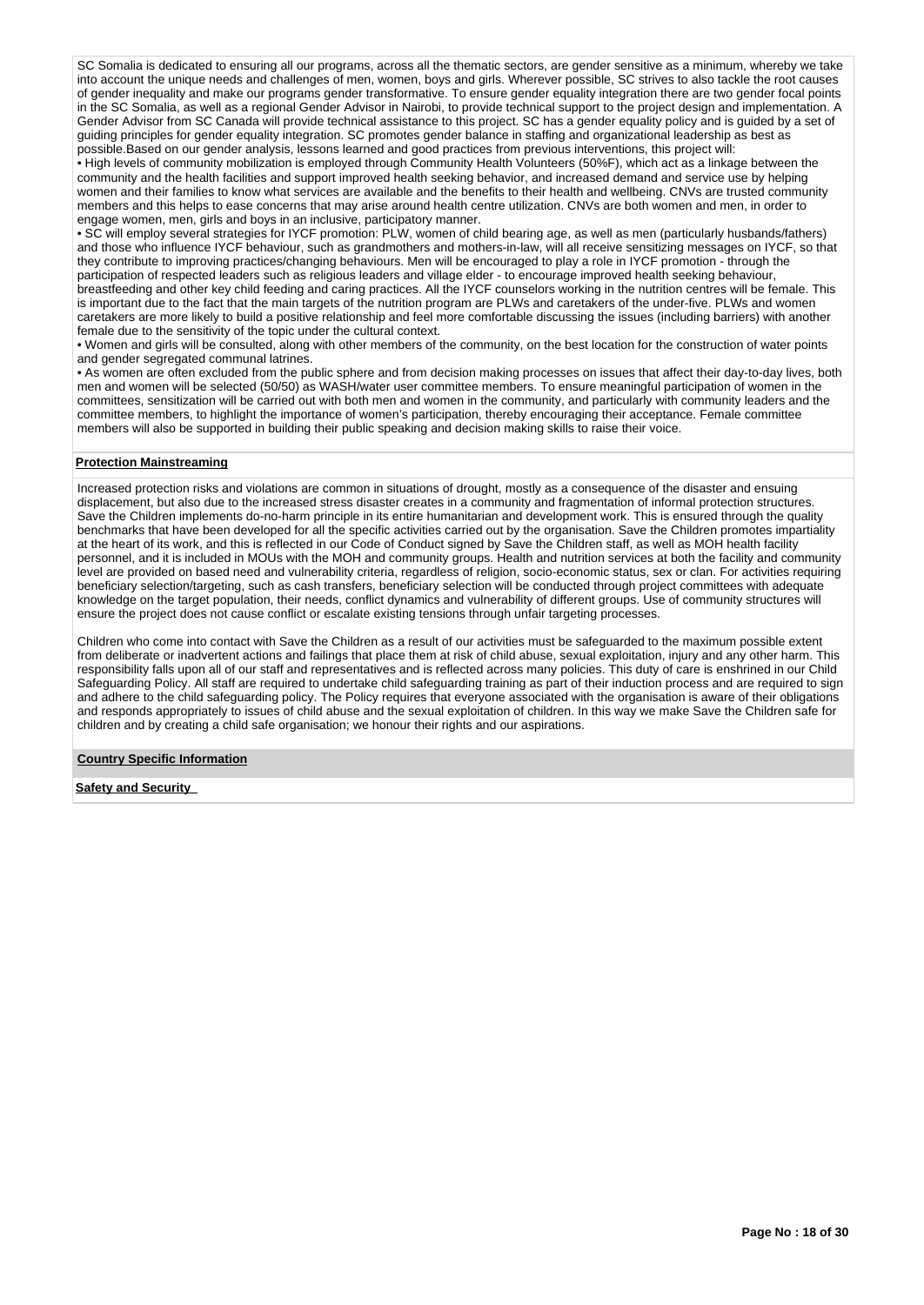SC Somalia is dedicated to ensuring all our programs, across all the thematic sectors, are gender sensitive as a minimum, whereby we take into account the unique needs and challenges of men, women, boys and girls. Wherever possible, SC strives to also tackle the root causes of gender inequality and make our programs gender transformative. To ensure gender equality integration there are two gender focal points in the SC Somalia, as well as a regional Gender Advisor in Nairobi, to provide technical support to the project design and implementation. A Gender Advisor from SC Canada will provide technical assistance to this project. SC has a gender equality policy and is guided by a set of guiding principles for gender equality integration. SC promotes gender balance in staffing and organizational leadership as best as possible.Based on our gender analysis, lessons learned and good practices from previous interventions, this project will:

• High levels of community mobilization is employed through Community Health Volunteers (50%F), which act as a linkage between the community and the health facilities and support improved health seeking behavior, and increased demand and service use by helping women and their families to know what services are available and the benefits to their health and wellbeing. CNVs are trusted community members and this helps to ease concerns that may arise around health centre utilization. CNVs are both women and men, in order to engage women, men, girls and boys in an inclusive, participatory manner.

• SC will employ several strategies for IYCF promotion: PLW, women of child bearing age, as well as men (particularly husbands/fathers) and those who influence IYCF behaviour, such as grandmothers and mothers-in-law, will all receive sensitizing messages on IYCF, so that they contribute to improving practices/changing behaviours. Men will be encouraged to play a role in IYCF promotion - through the participation of respected leaders such as religious leaders and village elder - to encourage improved health seeking behaviour, breastfeeding and other key child feeding and caring practices. All the IYCF counselors working in the nutrition centres will be female. This is important due to the fact that the main targets of the nutrition program are PLWs and caretakers of the under-five. PLWs and women caretakers are more likely to build a positive relationship and feel more comfortable discussing the issues (including barriers) with another female due to the sensitivity of the topic under the cultural context.

• Women and girls will be consulted, along with other members of the community, on the best location for the construction of water points and gender segregated communal latrines.

• As women are often excluded from the public sphere and from decision making processes on issues that affect their day-to-day lives, both men and women will be selected (50/50) as WASH/water user committee members. To ensure meaningful participation of women in the committees, sensitization will be carried out with both men and women in the community, and particularly with community leaders and the committee members, to highlight the importance of women's participation, thereby encouraging their acceptance. Female committee members will also be supported in building their public speaking and decision making skills to raise their voice.

**Protection Mainstreaming**

Increased protection risks and violations are common in situations of drought, mostly as a consequence of the disaster and ensuing displacement, but also due to the increased stress disaster creates in a community and fragmentation of informal protection structures. Save the Children implements do-no-harm principle in its entire humanitarian and development work. This is ensured through the quality benchmarks that have been developed for all the specific activities carried out by the organisation. Save the Children promotes impartiality at the heart of its work, and this is reflected in our Code of Conduct signed by Save the Children staff, as well as MOH health facility personnel, and it is included in MOUs with the MOH and community groups. Health and nutrition services at both the facility and community level are provided on based need and vulnerability criteria, regardless of religion, socio-economic status, sex or clan. For activities requiring beneficiary selection/targeting, such as cash transfers, beneficiary selection will be conducted through project committees with adequate knowledge on the target population, their needs, conflict dynamics and vulnerability of different groups. Use of community structures will ensure the project does not cause conflict or escalate existing tensions through unfair targeting processes.

Children who come into contact with Save the Children as a result of our activities must be safeguarded to the maximum possible extent from deliberate or inadvertent actions and failings that place them at risk of child abuse, sexual exploitation, injury and any other harm. This responsibility falls upon all of our staff and representatives and is reflected across many policies. This duty of care is enshrined in our Child Safeguarding Policy. All staff are required to undertake child safeguarding training as part of their induction process and are required to sign and adhere to the child safeguarding policy. The Policy requires that everyone associated with the organisation is aware of their obligations and responds appropriately to issues of child abuse and the sexual exploitation of children. In this way we make Save the Children safe for children and by creating a child safe organisation; we honour their rights and our aspirations.

**Country Specific Information**

**Safety and Security**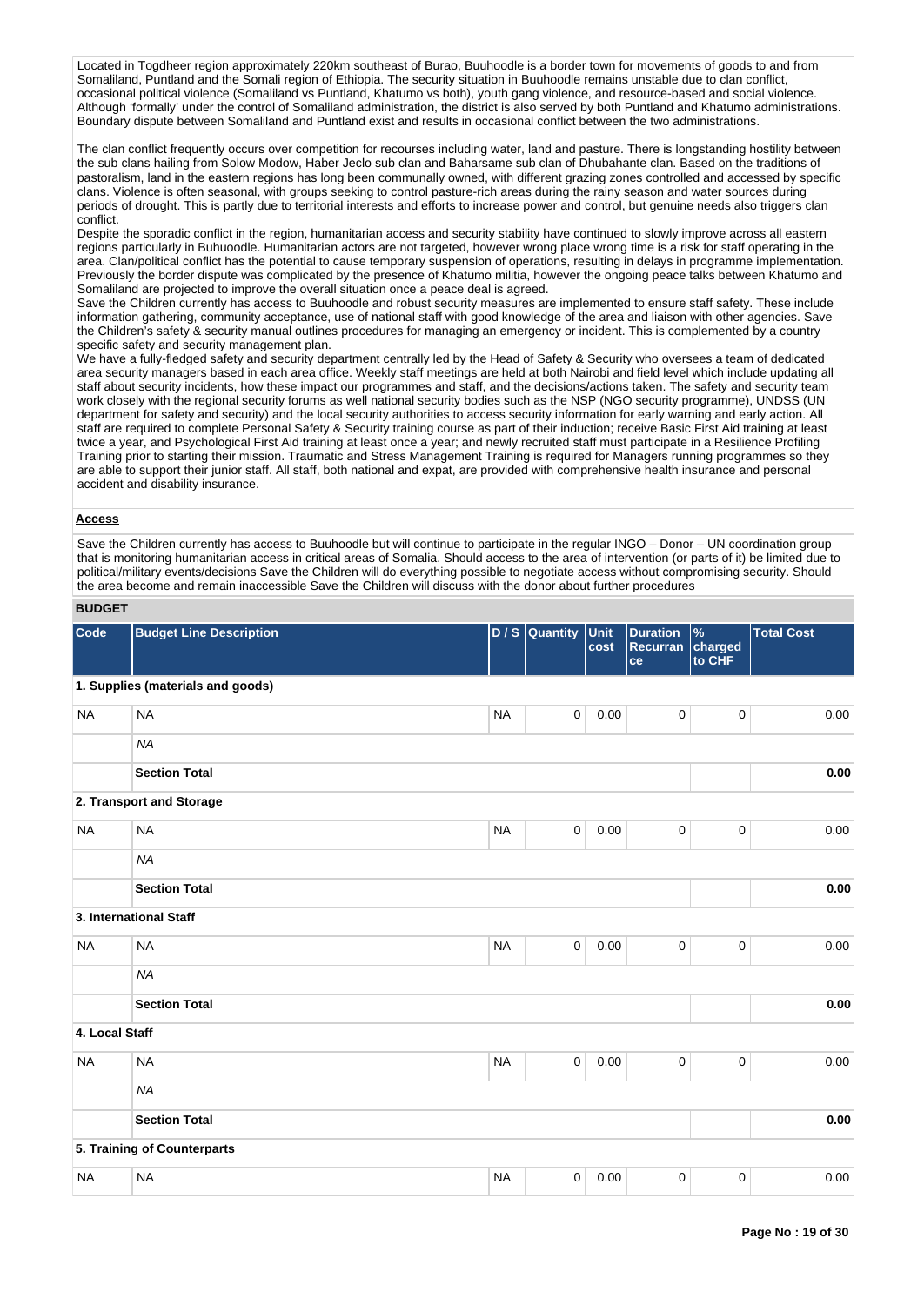Located in Togdheer region approximately 220km southeast of Burao, Buuhoodle is a border town for movements of goods to and from Somaliland, Puntland and the Somali region of Ethiopia. The security situation in Buuhoodle remains unstable due to clan conflict, occasional political violence (Somaliland vs Puntland, Khatumo vs both), youth gang violence, and resource-based and social violence. Although 'formally' under the control of Somaliland administration, the district is also served by both Puntland and Khatumo administrations. Boundary dispute between Somaliland and Puntland exist and results in occasional conflict between the two administrations.

The clan conflict frequently occurs over competition for recourses including water, land and pasture. There is longstanding hostility between the sub clans hailing from Solow Modow, Haber Jeclo sub clan and Baharsame sub clan of Dhubahante clan. Based on the traditions of pastoralism, land in the eastern regions has long been communally owned, with different grazing zones controlled and accessed by specific clans. Violence is often seasonal, with groups seeking to control pasture-rich areas during the rainy season and water sources during periods of drought. This is partly due to territorial interests and efforts to increase power and control, but genuine needs also triggers clan conflict.

Despite the sporadic conflict in the region, humanitarian access and security stability have continued to slowly improve across all eastern regions particularly in Buhuoodle. Humanitarian actors are not targeted, however wrong place wrong time is a risk for staff operating in the area. Clan/political conflict has the potential to cause temporary suspension of operations, resulting in delays in programme implementation. Previously the border dispute was complicated by the presence of Khatumo militia, however the ongoing peace talks between Khatumo and Somaliland are projected to improve the overall situation once a peace deal is agreed.

Save the Children currently has access to Buuhoodle and robust security measures are implemented to ensure staff safety. These include information gathering, community acceptance, use of national staff with good knowledge of the area and liaison with other agencies. Save the Children's safety & security manual outlines procedures for managing an emergency or incident. This is complemented by a country specific safety and security management plan.

We have a fully-fledged safety and security department centrally led by the Head of Safety & Security who oversees a team of dedicated area security managers based in each area office. Weekly staff meetings are held at both Nairobi and field level which include updating all staff about security incidents, how these impact our programmes and staff, and the decisions/actions taken. The safety and security team work closely with the regional security forums as well national security bodies such as the NSP (NGO security programme), UNDSS (UN department for safety and security) and the local security authorities to access security information for early warning and early action. All staff are required to complete Personal Safety & Security training course as part of their induction; receive Basic First Aid training at least twice a year, and Psychological First Aid training at least once a year; and newly recruited staff must participate in a Resilience Profiling Training prior to starting their mission. Traumatic and Stress Management Training is required for Managers running programmes so they are able to support their junior staff. All staff, both national and expat, are provided with comprehensive health insurance and personal accident and disability insurance.

**Access**

Save the Children currently has access to Buuhoodle but will continue to participate in the regular INGO – Donor – UN coordination group that is monitoring humanitarian access in critical areas of Somalia. Should access to the area of intervention (or parts of it) be limited due to political/military events/decisions Save the Children will do everything possible to negotiate access without compromising security. Should the area become and remain inaccessible Save the Children will discuss with the donor about further procedures

## BUDGET

| Code | Budget Line Description | D / S | Quantity | Unit cost | Duration Recurrance | % charged to CHF | Total Cost |
|---|---|---|---|---|---|---|---|
| **1. Supplies (materials and goods)** | | | | | | | |
| NA | NA | NA | 0 | 0.00 | 0 | 0 | 0.00 |
| | *NA* | | | | | | |
| | **Section Total** | | | | | | **0.00** |
| **2. Transport and Storage** | | | | | | | |
| NA | NA | NA | 0 | 0.00 | 0 | 0 | 0.00 |
| | *NA* | | | | | | |
| | **Section Total** | | | | | | **0.00** |
| **3. International Staff** | | | | | | | |
| NA | NA | NA | 0 | 0.00 | 0 | 0 | 0.00 |
| | *NA* | | | | | | |
| | **Section Total** | | | | | | **0.00** |
| **4. Local Staff** | | | | | | | |
| NA | NA | NA | 0 | 0.00 | 0 | 0 | 0.00 |
| | *NA* | | | | | | |
| | **Section Total** | | | | | | **0.00** |
| **5. Training of Counterparts** | | | | | | | |
| NA | NA | NA | 0 | 0.00 | 0 | 0 | 0.00 |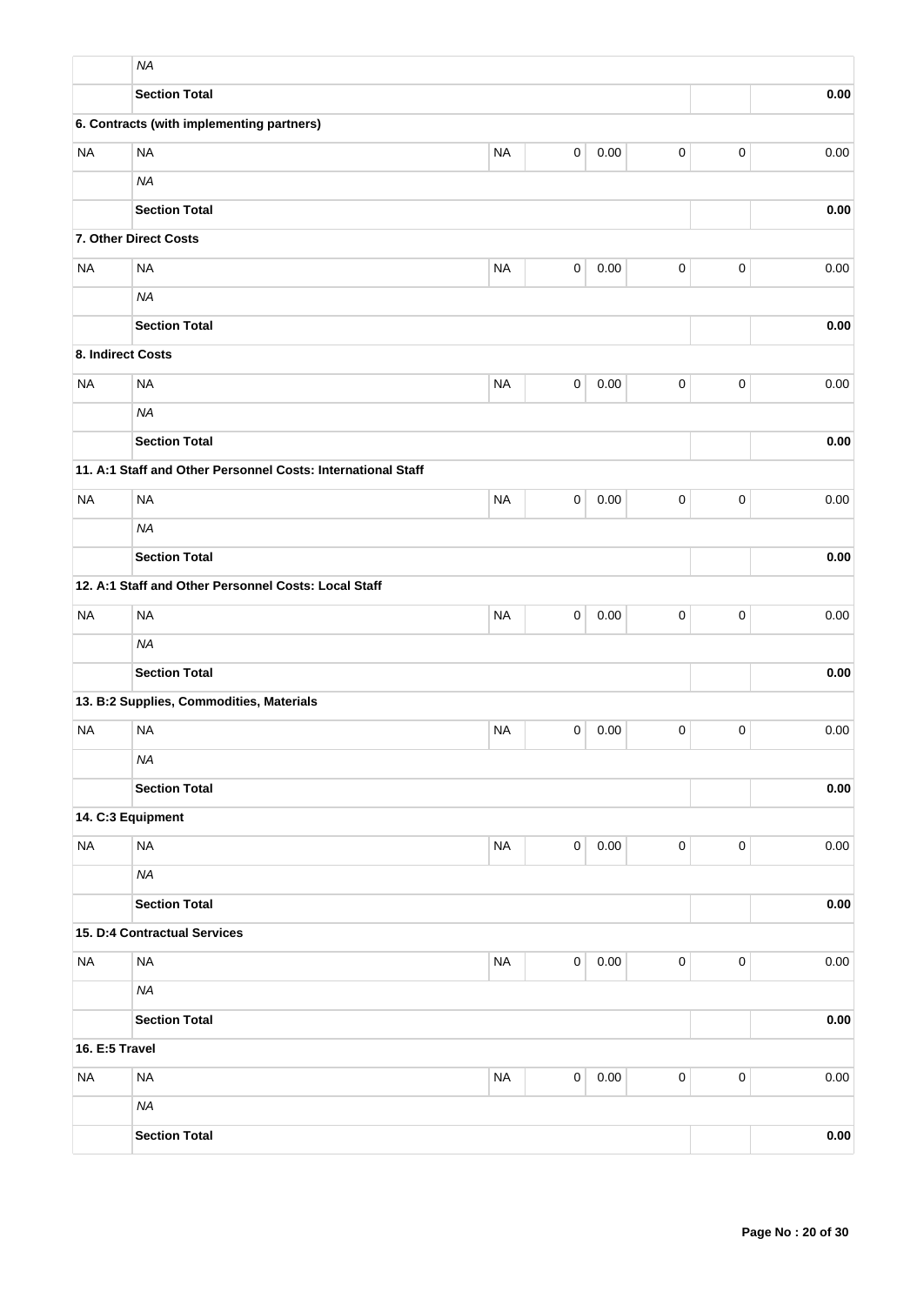| | | | | | | | |
|---|---|---|---|---|---|---|---|
| | *NA* | | | | | | |
| | **Section Total** | | | | | | **0.00** |
| **6. Contracts (with implementing partners)** | | | | | | | |
| NA | NA | NA | 0 | 0.00 | 0 | 0 | 0.00 |
| | *NA* | | | | | | |
| | **Section Total** | | | | | | **0.00** |
| **7. Other Direct Costs** | | | | | | | |
| NA | NA | NA | 0 | 0.00 | 0 | 0 | 0.00 |
| | *NA* | | | | | | |
| | **Section Total** | | | | | | **0.00** |
| **8. Indirect Costs** | | | | | | | |
| NA | NA | NA | 0 | 0.00 | 0 | 0 | 0.00 |
| | *NA* | | | | | | |
| | **Section Total** | | | | | | **0.00** |
| **11. A:1 Staff and Other Personnel Costs: International Staff** | | | | | | | |
| NA | NA | NA | 0 | 0.00 | 0 | 0 | 0.00 |
| | *NA* | | | | | | |
| | **Section Total** | | | | | | **0.00** |
| **12. A:1 Staff and Other Personnel Costs: Local Staff** | | | | | | | |
| NA | NA | NA | 0 | 0.00 | 0 | 0 | 0.00 |
| | *NA* | | | | | | |
| | **Section Total** | | | | | | **0.00** |
| **13. B:2 Supplies, Commodities, Materials** | | | | | | | |
| NA | NA | NA | 0 | 0.00 | 0 | 0 | 0.00 |
| | *NA* | | | | | | |
| | **Section Total** | | | | | | **0.00** |
| **14. C:3 Equipment** | | | | | | | |
| NA | NA | NA | 0 | 0.00 | 0 | 0 | 0.00 |
| | *NA* | | | | | | |
| | **Section Total** | | | | | | **0.00** |
| **15. D:4 Contractual Services** | | | | | | | |
| NA | NA | NA | 0 | 0.00 | 0 | 0 | 0.00 |
| | *NA* | | | | | | |
| | **Section Total** | | | | | | **0.00** |
| **16. E:5 Travel** | | | | | | | |
| NA | NA | NA | 0 | 0.00 | 0 | 0 | 0.00 |
| | *NA* | | | | | | |
| | **Section Total** | | | | | | **0.00** |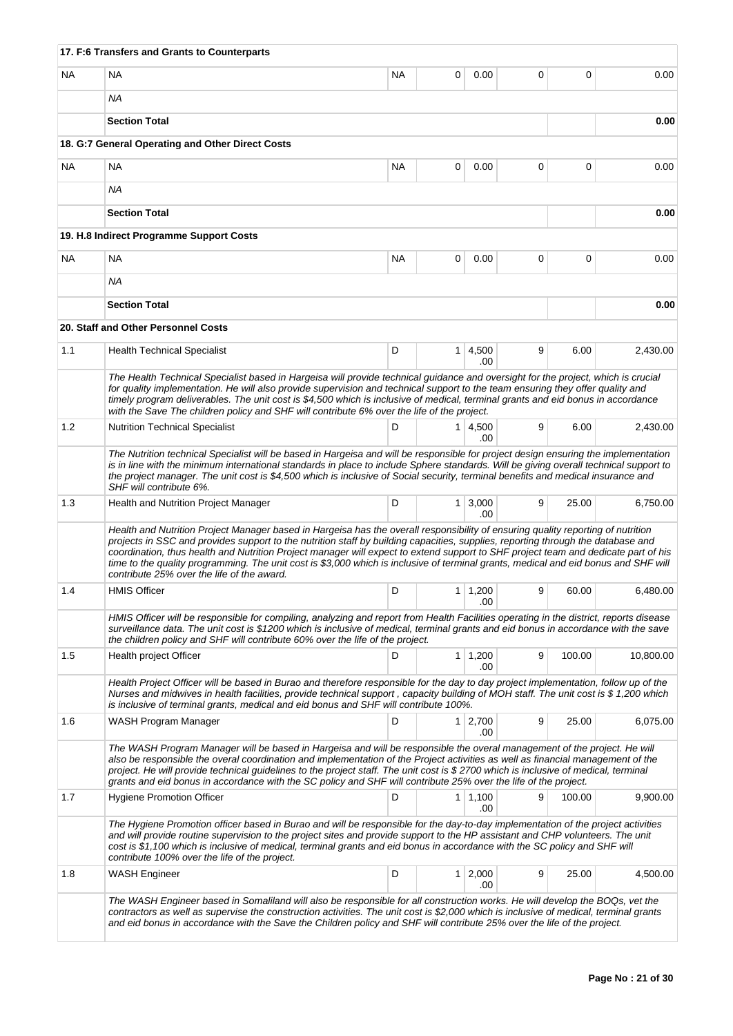| | | | | | | | |
|---|---|---|---|---|---|---|---|
| | **17. F:6 Transfers and Grants to Counterparts** | | | | | | |
| NA | NA | NA | 0 | 0.00 | 0 | 0 | 0.00 |
| | *NA* | | | | | | |
| | **Section Total** | | | | | | **0.00** |
| | **18. G:7 General Operating and Other Direct Costs** | | | | | | |
| NA | NA | NA | 0 | 0.00 | 0 | 0 | 0.00 |
| | *NA* | | | | | | |
| | **Section Total** | | | | | | **0.00** |
| | **19. H.8 Indirect Programme Support Costs** | | | | | | |
| NA | NA | NA | 0 | 0.00 | 0 | 0 | 0.00 |
| | *NA* | | | | | | |
| | **Section Total** | | | | | | **0.00** |
| | **20. Staff and Other Personnel Costs** | | | | | | |
| 1.1 | Health Technical Specialist | D | 1 | 4,500.00 | 9 | 6.00 | 2,430.00 |
| | *The Health Technical Specialist based in Hargeisa will provide technical guidance and oversight for the project, which is crucial for quality implementation. He will also provide supervision and technical support to the team ensuring they offer quality and timely program deliverables. The unit cost is $4,500 which is inclusive of medical, terminal grants and eid bonus in accordance with the Save The children policy and SHF will contribute 6% over the life of the project.* | | | | | | |
| 1.2 | Nutrition Technical Specialist | D | 1 | 4,500.00 | 9 | 6.00 | 2,430.00 |
| | *The Nutrition technical Specialist will be based in Hargeisa and will be responsible for project design ensuring the implementation is in line with the minimum international standards in place to include Sphere standards. Will be giving overall technical support to the project manager. The unit cost is $4,500 which is inclusive of Social security, terminal benefits and medical insurance and SHF will contribute 6%.* | | | | | | |
| 1.3 | Health and Nutrition Project Manager | D | 1 | 3,000.00 | 9 | 25.00 | 6,750.00 |
| | *Health and Nutrition Project Manager based in Hargeisa has the overall responsibility of ensuring quality reporting of nutrition projects in SSC and provides support to the nutrition staff by building capacities, supplies, reporting through the database and coordination, thus health and Nutrition Project manager will expect to extend support to SHF project team and dedicate part of his time to the quality programming. The unit cost is $3,000 which is inclusive of terminal grants, medical and eid bonus and SHF will contribute 25% over the life of the award.* | | | | | | |
| 1.4 | HMIS Officer | D | 1 | 1,200.00 | 9 | 60.00 | 6,480.00 |
| | *HMIS Officer will be responsible for compiling, analyzing and report from Health Facilities operating in the district, reports disease surveillance data. The unit cost is $1200 which is inclusive of medical, terminal grants and eid bonus in accordance with the save the children policy and SHF will contribute 60% over the life of the project.* | | | | | | |
| 1.5 | Health project Officer | D | 1 | 1,200.00 | 9 | 100.00 | 10,800.00 |
| | *Health Project Officer will be based in Burao and therefore responsible for the day to day project implementation, follow up of the Nurses and midwives in health facilities, provide technical support , capacity building of MOH staff. The unit cost is $ 1,200 which is inclusive of terminal grants, medical and eid bonus and SHF will contribute 100%.* | | | | | | |
| 1.6 | WASH Program Manager | D | 1 | 2,700.00 | 9 | 25.00 | 6,075.00 |
| | *The WASH Program Manager will be based in Hargeisa and will be responsible the overal management of the project. He will also be responsible the overal coordination and implementation of the Project activities as well as financial management of the project. He will provide technical guidelines to the project staff. The unit cost is $ 2700 which is inclusive of medical, terminal grants and eid bonus in accordance with the SC policy and SHF will contribute 25% over the life of the project.* | | | | | | |
| 1.7 | Hygiene Promotion Officer | D | 1 | 1,100.00 | 9 | 100.00 | 9,900.00 |
| | *The Hygiene Promotion officer based in Burao and will be responsible for the day-to-day implementation of the project activities and will provide routine supervision to the project sites and provide support to the HP assistant and CHP volunteers. The unit cost is $1,100 which is inclusive of medical, terminal grants and eid bonus in accordance with the SC policy and SHF will contribute 100% over the life of the project.* | | | | | | |
| 1.8 | WASH Engineer | D | 1 | 2,000.00 | 9 | 25.00 | 4,500.00 |
| | *The WASH Engineer based in Somaliland will also be responsible for all construction works. He will develop the BOQs, vet the contractors as well as supervise the construction activities. The unit cost is $2,000 which is inclusive of medical, terminal grants and eid bonus in accordance with the Save the Children policy and SHF will contribute 25% over the life of the project.* | | | | | | |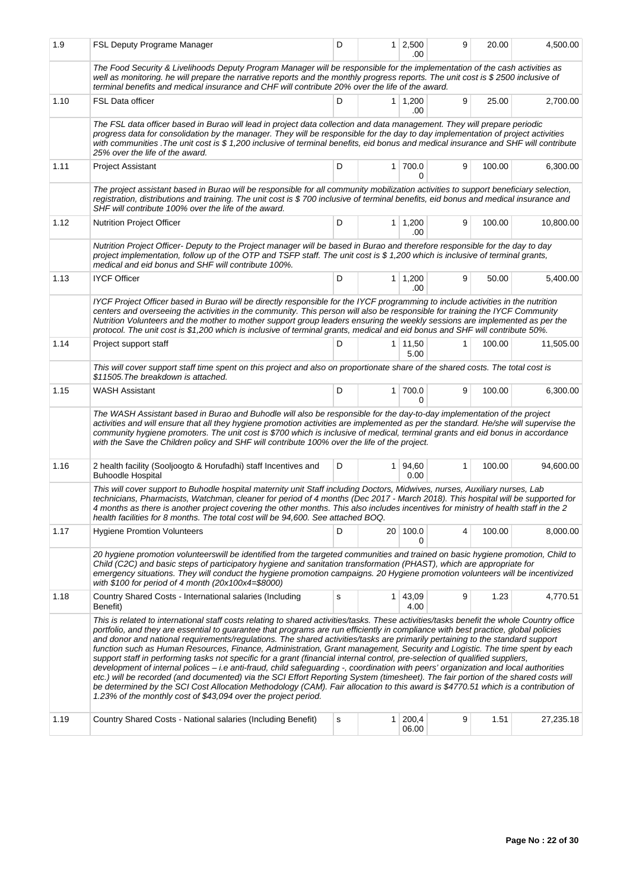| | | | | | | | |
|---|---|---|---|---|---|---|---|
| 1.9 | FSL Deputy Programe Manager | D | 1 | 2,500.00 | 9 | 20.00 | 4,500.00 |
| | *The Food Security & Livelihoods Deputy Program Manager will be responsible for the implementation of the cash activities as well as monitoring. he will prepare the narrative reports and the monthly progress reports. The unit cost is $ 2500 inclusive of terminal benefits and medical insurance and CHF will contribute 20% over the life of the award.* | | | | | | |
| 1.10 | FSL Data officer | D | 1 | 1,200.00 | 9 | 25.00 | 2,700.00 |
| | *The FSL data officer based in Burao will lead in project data collection and data management. They will prepare periodic progress data for consolidation by the manager. They will be responsible for the day to day implementation of project activities with communities .The unit cost is $ 1,200 inclusive of terminal benefits, eid bonus and medical insurance and SHF will contribute 25% over the life of the award.* | | | | | | |
| 1.11 | Project Assistant | D | 1 | 700.00 | 9 | 100.00 | 6,300.00 |
| | *The project assistant based in Burao will be responsible for all community mobilization activities to support beneficiary selection, registration, distributions and training. The unit cost is $ 700 inclusive of terminal benefits, eid bonus and medical insurance and SHF will contribute 100% over the life of the award.* | | | | | | |
| 1.12 | Nutrition Project Officer | D | 1 | 1,200.00 | 9 | 100.00 | 10,800.00 |
| | *Nutrition Project Officer- Deputy to the Project manager will be based in Burao and therefore responsible for the day to day project implementation, follow up of the OTP and TSFP staff. The unit cost is $ 1,200 which is inclusive of terminal grants, medical and eid bonus and SHF will contribute 100%.* | | | | | | |
| 1.13 | IYCF Officer | D | 1 | 1,200.00 | 9 | 50.00 | 5,400.00 |
| | *IYCF Project Officer based in Burao will be directly responsible for the IYCF programming to include activities in the nutrition centers and overseeing the activities in the community. This person will also be responsible for training the IYCF Community Nutrition Volunteers and the mother to mother support group leaders ensuring the weekly sessions are implemented as per the protocol. The unit cost is $1,200 which is inclusive of terminal grants, medical and eid bonus and SHF will contribute 50%.* | | | | | | |
| 1.14 | Project support staff | D | 1 | 11,505.00 | 1 | 100.00 | 11,505.00 |
| | *This will cover support staff time spent on this project and also on proportionate share of the shared costs. The total cost is $11505.The breakdown is attached.* | | | | | | |
| 1.15 | WASH Assistant | D | 1 | 700.00 | 9 | 100.00 | 6,300.00 |
| | *The WASH Assistant based in Burao and Buhodle will also be responsible for the day-to-day implementation of the project activities and will ensure that all they hygiene promotion activities are implemented as per the standard. He/she will supervise the community hygiene promoters. The unit cost is $700 which is inclusive of medical, terminal grants and eid bonus in accordance with the Save the Children policy and SHF will contribute 100% over the life of the project.* | | | | | | |
| 1.16 | 2 health facility (Sooljoogto & Horufadhi) staff Incentives and Buhoodle Hospital | D | 1 | 94,600.00 | 1 | 100.00 | 94,600.00 |
| | *This will cover support to Buhodle hospital maternity unit Staff including Doctors, Midwives, nurses, Auxiliary nurses, Lab technicians, Pharmacists, Watchman, cleaner for period of 4 months (Dec 2017 - March 2018). This hospital will be supported for 4 months as there is another project covering the other months. This also includes incentives for ministry of health staff in the 2 health facilities for 8 months. The total cost will be 94,600. See attached BOQ.* | | | | | | |
| 1.17 | Hygiene Promtion Volunteers | D | 20 | 100.00 | 4 | 100.00 | 8,000.00 |
| | *20 hygiene promotion volunteerswill be identified from the targeted communities and trained on basic hygiene promotion, Child to Child (C2C) and basic steps of participatory hygiene and sanitation transformation (PHAST), which are appropriate for emergency situations. They will conduct the hygiene promotion campaigns. 20 Hygiene promotion volunteers will be incentivized with $100 for period of 4 month (20x100x4=$8000)* | | | | | | |
| 1.18 | Country Shared Costs - International salaries (Including Benefit) | s | 1 | 43,094.00 | 9 | 1.23 | 4,770.51 |
| | *This is related to international staff costs relating to shared activities/tasks. These activities/tasks benefit the whole Country office portfolio, and they are essential to guarantee that programs are run efficiently in compliance with best practice, global policies and donor and national requirements/regulations. The shared activities/tasks are primarily pertaining to the standard support function such as Human Resources, Finance, Administration, Grant management, Security and Logistic. The time spent by each support staff in performing tasks not specific for a grant (financial internal control, pre-selection of qualified suppliers, development of internal polices – i.e anti-fraud, child safeguarding -, coordination with peers' organization and local authorities etc.) will be recorded (and documented) via the SCI Effort Reporting System (timesheet). The fair portion of the shared costs will be determined by the SCI Cost Allocation Methodology (CAM). Fair allocation to this award is $4770.51 which is a contribution of 1.23% of the monthly cost of $43,094 over the project period.* | | | | | | |
| 1.19 | Country Shared Costs - National salaries (Including Benefit) | s | 1 | 200,406.00 | 9 | 1.51 | 27,235.18 |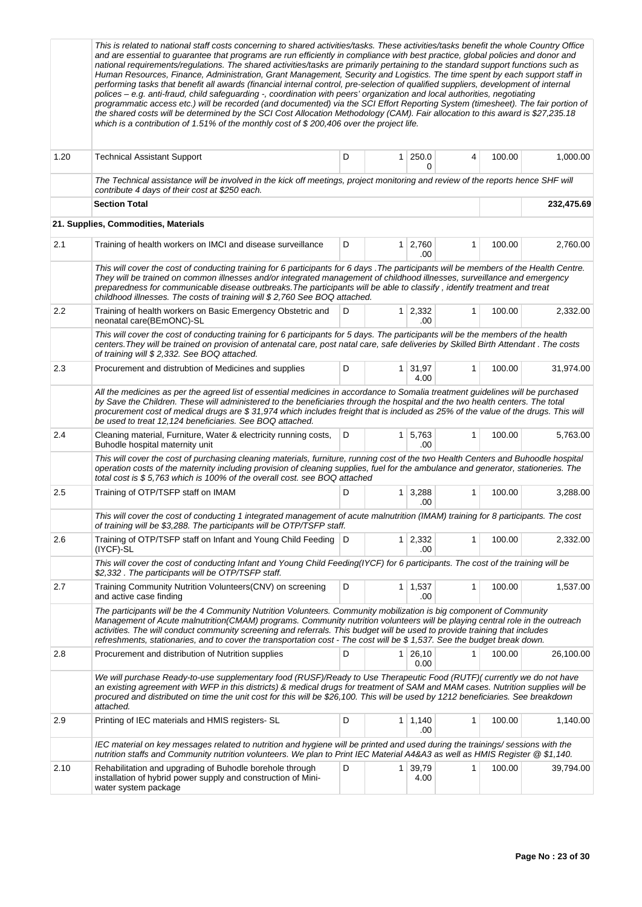| | | | | | | | |
|---|---|---|---|---|---|---|---|
| | *This is related to national staff costs concerning to shared activities/tasks. These activities/tasks benefit the whole Country Office and are essential to guarantee that programs are run efficiently in compliance with best practice, global policies and donor and national requirements/regulations. The shared activities/tasks are primarily pertaining to the standard support functions such as Human Resources, Finance, Administration, Grant Management, Security and Logistics. The time spent by each support staff in performing tasks that benefit all awards (financial internal control, pre-selection of qualified suppliers, development of internal polices – e.g. anti-fraud, child safeguarding -, coordination with peers' organization and local authorities, negotiating programmatic access etc.) will be recorded (and documented) via the SCI Effort Reporting System (timesheet). The fair portion of the shared costs will be determined by the SCI Cost Allocation Methodology (CAM). Fair allocation to this award is $27,235.18 which is a contribution of 1.51% of the monthly cost of $ 200,406 over the project life.* | | | | | | |
| 1.20 | Technical Assistant Support | D | 1 | 250.00 | 4 | 100.00 | 1,000.00 |
| | *The Technical assistance will be involved in the kick off meetings, project monitoring and review of the reports hence SHF will contribute 4 days of their cost at $250 each.* | | | | | | |
| | **Section Total** | | | | | | **232,475.69** |
| | **21. Supplies, Commodities, Materials** | | | | | | |
| 2.1 | Training of health workers on IMCI and disease surveillance | D | 1 | 2,760.00 | 1 | 100.00 | 2,760.00 |
| | *This will cover the cost of conducting training for 6 participants for 6 days .The participants will be members of the Health Centre. They will be trained on common illnesses and/or integrated management of childhood illnesses, surveillance and emergency preparedness for communicable disease outbreaks.The participants will be able to classify , identify treatment and treat childhood illnesses. The costs of training will $ 2,760 See BOQ attached.* | | | | | | |
| 2.2 | Training of health workers on Basic Emergency Obstetric and neonatal care(BEmONC)-SL | D | 1 | 2,332.00 | 1 | 100.00 | 2,332.00 |
| | *This will cover the cost of conducting training for 6 participants for 5 days. The participants will be the members of the health centers.They will be trained on provision of antenatal care, post natal care, safe deliveries by Skilled Birth Attendant . The costs of training will $ 2,332. See BOQ attached.* | | | | | | |
| 2.3 | Procurement and distrubtion of Medicines and supplies | D | 1 | 31,974.00 | 1 | 100.00 | 31,974.00 |
| | *All the medicines as per the agreed list of essential medicines in accordance to Somalia treatment guidelines will be purchased by Save the Children. These will administered to the beneficiaries through the hospital and the two health centers. The total procurement cost of medical drugs are $ 31,974 which includes freight that is included as 25% of the value of the drugs. This will be used to treat 12,124 beneficiaries. See BOQ attached.* | | | | | | |
| 2.4 | Cleaning material, Furniture, Water & electricity running costs, Buhodle hospital maternity unit | D | 1 | 5,763.00 | 1 | 100.00 | 5,763.00 |
| | *This will cover the cost of purchasing cleaning materials, furniture, running cost of the two Health Centers and Buhoodle hospital operation costs of the maternity including provision of cleaning supplies, fuel for the ambulance and generator, stationeries. The total cost is $ 5,763 which is 100% of the overall cost. see BOQ attached* | | | | | | |
| 2.5 | Training of OTP/TSFP staff on IMAM | D | 1 | 3,288.00 | 1 | 100.00 | 3,288.00 |
| | *This will cover the cost of conducting 1 integrated management of acute malnutrition (IMAM) training for 8 participants. The cost of training will be $3,288. The participants will be OTP/TSFP staff.* | | | | | | |
| 2.6 | Training of OTP/TSFP staff on Infant and Young Child Feeding (IYCF)-SL | D | 1 | 2,332.00 | 1 | 100.00 | 2,332.00 |
| | *This will cover the cost of conducting Infant and Young Child Feeding(IYCF) for 6 participants. The cost of the training will be $2,332 . The participants will be OTP/TSFP staff.* | | | | | | |
| 2.7 | Training Community Nutrition Volunteers(CNV) on screening and active case finding | D | 1 | 1,537.00 | 1 | 100.00 | 1,537.00 |
| | *The participants will be the 4 Community Nutrition Volunteers. Community mobilization is big component of Community Management of Acute malnutrition(CMAM) programs. Community nutrition volunteers will be playing central role in the outreach activities. The will conduct community screening and referrals. This budget will be used to provide training that includes refreshments, stationaries, and to cover the transportation cost - The cost will be $ 1,537. See the budget break down.* | | | | | | |
| 2.8 | Procurement and distribution of Nutrition supplies | D | 1 | 26,100.00 | 1 | 100.00 | 26,100.00 |
| | *We will purchase Ready-to-use supplementary food (RUSF)/Ready to Use Therapeutic Food (RUTF)( currently we do not have an existing agreement with WFP in this districts) & medical drugs for treatment of SAM and MAM cases. Nutrition supplies will be procured and distributed on time the unit cost for this will be $26,100. This will be used by 1212 beneficiaries. See breakdown attached.* | | | | | | |
| 2.9 | Printing of IEC materials and HMIS registers- SL | D | 1 | 1,140.00 | 1 | 100.00 | 1,140.00 |
| | *IEC material on key messages related to nutrition and hygiene will be printed and used during the trainings/ sessions with the nutrition staffs and Community nutrition volunteers. We plan to Print IEC Material A4&A3 as well as HMIS Register @ $1,140.* | | | | | | |
| 2.10 | Rehabilitation and upgrading of Buhodle borehole through installation of hybrid power supply and construction of Mini-water system package | D | 1 | 39,794.00 | 1 | 100.00 | 39,794.00 |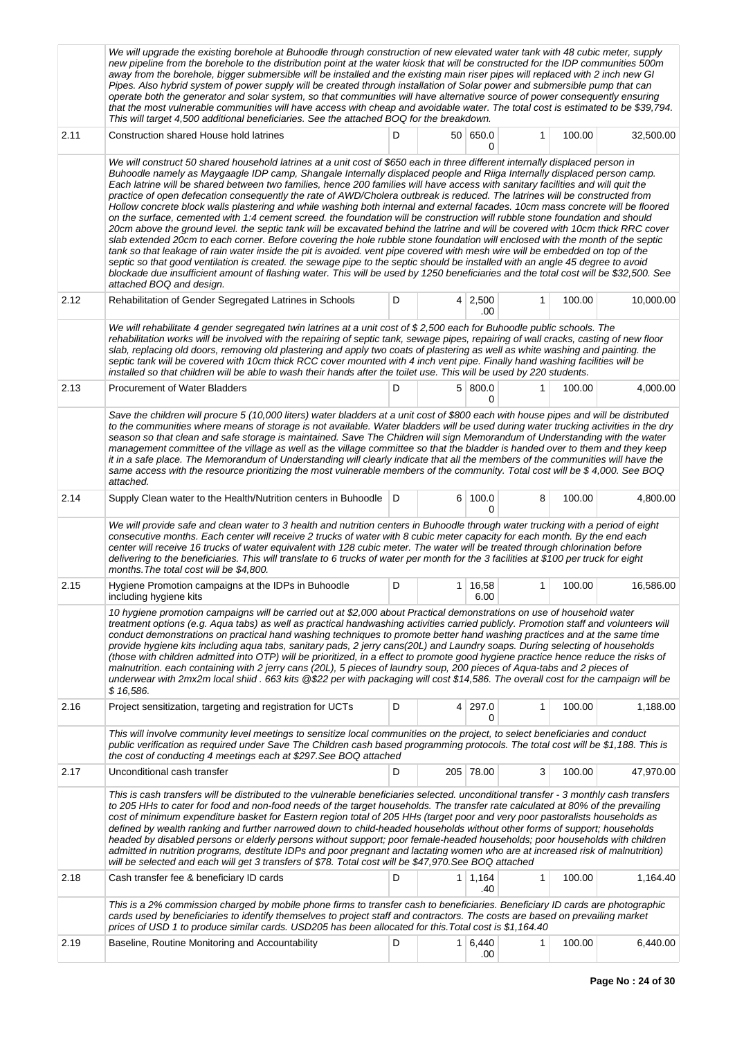| | | | | | | | |
|---|---|---|---|---|---|---|---|
| | *We will upgrade the existing borehole at Buhoodle through construction of new elevated water tank with 48 cubic meter, supply new pipeline from the borehole to the distribution point at the water kiosk that will be constructed for the IDP communities 500m away from the borehole, bigger submersible will be installed and the existing main riser pipes will replaced with 2 inch new GI Pipes. Also hybrid system of power supply will be created through installation of Solar power and submersible pump that can operate both the generator and solar system, so that communities will have alternative source of power consequently ensuring that the most vulnerable communities will have access with cheap and avoidable water. The total cost is estimated to be $39,794. This will target 4,500 additional beneficiaries. See the attached BOQ for the breakdown.* | | | | | | |
| 2.11 | Construction shared House hold latrines | D | 50 | 650.00 | 1 | 100.00 | 32,500.00 |
| | *We will construct 50 shared household latrines at a unit cost of $650 each in three different internally displaced person in Buhoodle namely as Maygaagle IDP camp, Shangale Internally displaced people and Riiga Internally displaced person camp. Each latrine will be shared between two families, hence 200 families will have access with sanitary facilities and will quit the practice of open defecation consequently the rate of AWD/Cholera outbreak is reduced. The latrines will be constructed from Hollow concrete block walls plastering and while washing both internal and external facades. 10cm mass concrete will be floored on the surface, cemented with 1:4 cement screed. the foundation will be construction will rubble stone foundation and should 20cm above the ground level. the septic tank will be excavated behind the latrine and will be covered with 10cm thick RRC cover slab extended 20cm to each corner. Before covering the hole rubble stone foundation will enclosed with the month of the septic tank so that leakage of rain water inside the pit is avoided. vent pipe covered with mesh wire will be embedded on top of the septic so that good ventilation is created. the sewage pipe to the septic should be installed with an angle 45 degree to avoid blockade due insufficient amount of flashing water. This will be used by 1250 beneficiaries and the total cost will be $32,500. See attached BOQ and design.* | | | | | | |
| 2.12 | Rehabilitation of Gender Segregated Latrines in Schools | D | 4 | 2,500.00 | 1 | 100.00 | 10,000.00 |
| | *We will rehabilitate 4 gender segregated twin latrines at a unit cost of $ 2,500 each for Buhoodle public schools. The rehabilitation works will be involved with the repairing of septic tank, sewage pipes, repairing of wall cracks, casting of new floor slab, replacing old doors, removing old plastering and apply two coats of plastering as well as white washing and painting. the septic tank will be covered with 10cm thick RCC cover mounted with 4 inch vent pipe. Finally hand washing facilities will be installed so that children will be able to wash their hands after the toilet use. This will be used by 220 students.* | | | | | | |
| 2.13 | Procurement of Water Bladders | D | 5 | 800.00 | 1 | 100.00 | 4,000.00 |
| | *Save the children will procure 5 (10,000 liters) water bladders at a unit cost of $800 each with house pipes and will be distributed to the communities where means of storage is not available. Water bladders will be used during water trucking activities in the dry season so that clean and safe storage is maintained. Save The Children will sign Memorandum of Understanding with the water management committee of the village as well as the village committee so that the bladder is handed over to them and they keep it in a safe place. The Memorandum of Understanding will clearly indicate that all the members of the communities will have the same access with the resource prioritizing the most vulnerable members of the community. Total cost will be $ 4,000. See BOQ attached.* | | | | | | |
| 2.14 | Supply Clean water to the Health/Nutrition centers in Buhoodle | D | 6 | 100.00 | 8 | 100.00 | 4,800.00 |
| | *We will provide safe and clean water to 3 health and nutrition centers in Buhoodle through water trucking with a period of eight consecutive months. Each center will receive 2 trucks of water with 8 cubic meter capacity for each month. By the end each center will receive 16 trucks of water equivalent with 128 cubic meter. The water will be treated through chlorination before delivering to the beneficiaries. This will translate to 6 trucks of water per month for the 3 facilities at $100 per truck for eight months.The total cost will be $4,800.* | | | | | | |
| 2.15 | Hygiene Promotion campaigns at the IDPs in Buhoodle including hygiene kits | D | 1 | 16,586.00 | 1 | 100.00 | 16,586.00 |
| | *10 hygiene promotion campaigns will be carried out at $2,000 about Practical demonstrations on use of household water treatment options (e.g. Aqua tabs) as well as practical handwashing activities carried publicly. Promotion staff and volunteers will conduct demonstrations on practical hand washing techniques to promote better hand washing practices and at the same time provide hygiene kits including aqua tabs, sanitary pads, 2 jerry cans(20L) and Laundry soaps. During selecting of households (those with children admitted into OTP) will be prioritized, in a effect to promote good hygiene practice hence reduce the risks of malnutrition. each containing with 2 jerry cans (20L), 5 pieces of laundry soup, 200 pieces of Aqua-tabs and 2 pieces of underwear with 2mx2m local shiid . 663 kits @$22 per with packaging will cost $14,586. The overall cost for the campaign will be $ 16,586.* | | | | | | |
| 2.16 | Project sensitization, targeting and registration for UCTs | D | 4 | 297.00 | 1 | 100.00 | 1,188.00 |
| | *This will involve community level meetings to sensitize local communities on the project, to select beneficiaries and conduct public verification as required under Save The Children cash based programming protocols. The total cost will be $1,188. This is the cost of conducting 4 meetings each at $297.See BOQ attached* | | | | | | |
| 2.17 | Unconditional cash transfer | D | 205 | 78.00 | 3 | 100.00 | 47,970.00 |
| | *This is cash transfers will be distributed to the vulnerable beneficiaries selected. unconditional transfer - 3 monthly cash transfers to 205 HHs to cater for food and non-food needs of the target households. The transfer rate calculated at 80% of the prevailing cost of minimum expenditure basket for Eastern region total of 205 HHs (target poor and very poor pastoralists households as defined by wealth ranking and further narrowed down to child-headed households without other forms of support; households headed by disabled persons or elderly persons without support; poor female-headed households; poor households with children admitted in nutrition programs, destitute IDPs and poor pregnant and lactating women who are at increased risk of malnutrition) will be selected and each will get 3 transfers of $78. Total cost will be $47,970.See BOQ attached* | | | | | | |
| 2.18 | Cash transfer fee & beneficiary ID cards | D | 1 | 1,164.40 | 1 | 100.00 | 1,164.40 |
| | *This is a 2% commission charged by mobile phone firms to transfer cash to beneficiaries. Beneficiary ID cards are photographic cards used by beneficiaries to identify themselves to project staff and contractors. The costs are based on prevailing market prices of USD 1 to produce similar cards. USD205 has been allocated for this.Total cost is $1,164.40* | | | | | | |
| 2.19 | Baseline, Routine Monitoring and Accountability | D | 1 | 6,440.00 | 1 | 100.00 | 6,440.00 |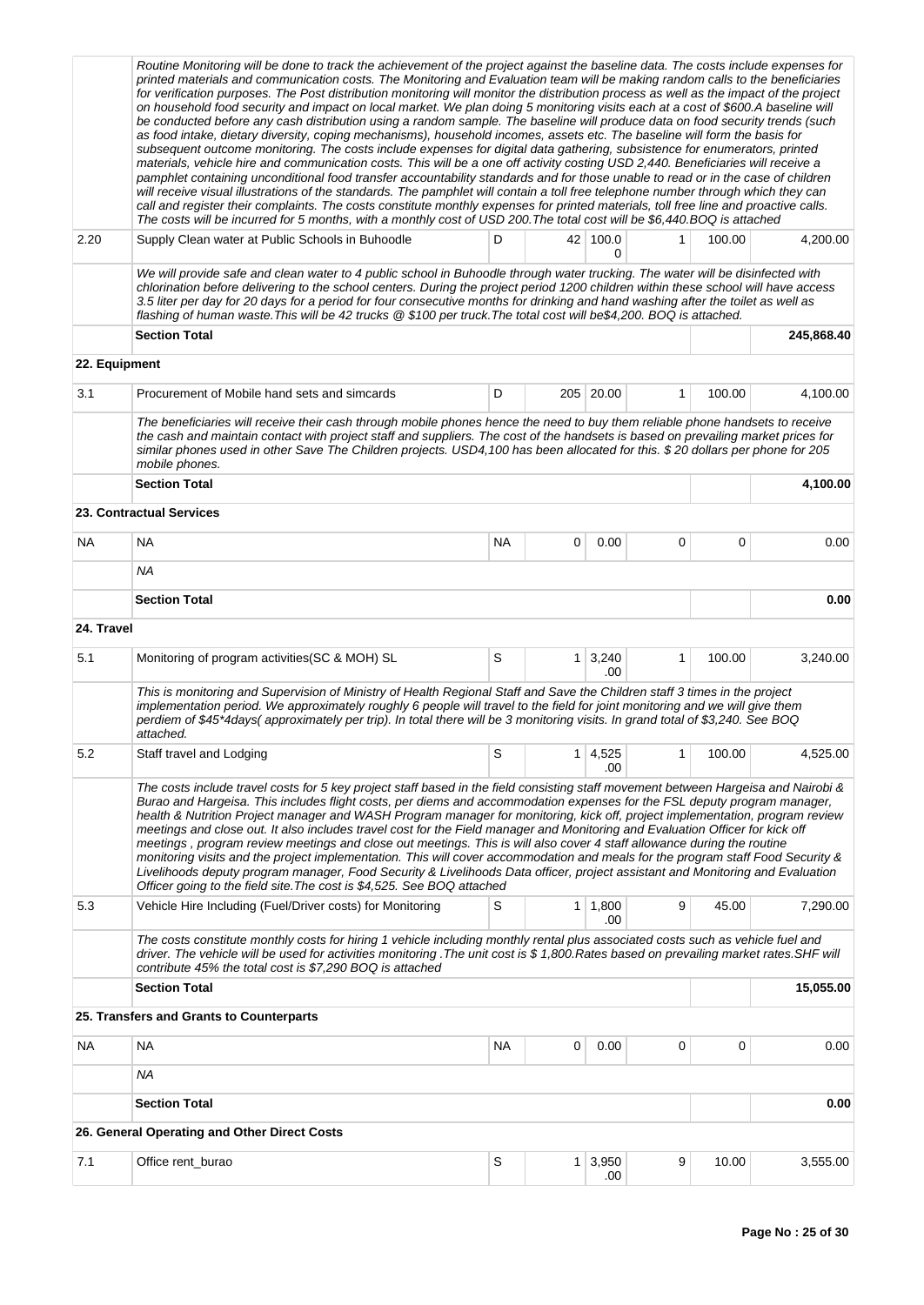| | | | | | | | |
|---|---|---|---|---|---|---|---|
| | *Routine Monitoring will be done to track the achievement of the project against the baseline data. The costs include expenses for printed materials and communication costs. The Monitoring and Evaluation team will be making random calls to the beneficiaries for verification purposes. The Post distribution monitoring will monitor the distribution process as well as the impact of the project on household food security and impact on local market. We plan doing 5 monitoring visits each at a cost of $600.A baseline will be conducted before any cash distribution using a random sample. The baseline will produce data on food security trends (such as food intake, dietary diversity, coping mechanisms), household incomes, assets etc. The baseline will form the basis for subsequent outcome monitoring. The costs include expenses for digital data gathering, subsistence for enumerators, printed materials, vehicle hire and communication costs. This will be a one off activity costing USD 2,440. Beneficiaries will receive a pamphlet containing unconditional food transfer accountability standards and for those unable to read or in the case of children will receive visual illustrations of the standards. The pamphlet will contain a toll free telephone number through which they can call and register their complaints. The costs constitute monthly expenses for printed materials, toll free line and proactive calls. The costs will be incurred for 5 months, with a monthly cost of USD 200.The total cost will be $6,440.BOQ is attached* | | | | | | |
| 2.20 | Supply Clean water at Public Schools in Buhoodle | D | 42 | 100.00 | 1 | 100.00 | 4,200.00 |
| | *We will provide safe and clean water to 4 public school in Buhoodle through water trucking. The water will be disinfected with chlorination before delivering to the school centers. During the project period 1200 children within these school will have access 3.5 liter per day for 20 days for a period for four consecutive months for drinking and hand washing after the toilet as well as flashing of human waste.This will be 42 trucks @ $100 per truck.The total cost will be$4,200. BOQ is attached.* | | | | | | |
| | **Section Total** | | | | | | **245,868.40** |
| **22. Equipment** | | | | | | | |
| 3.1 | Procurement of Mobile hand sets and simcards | D | 205 | 20.00 | 1 | 100.00 | 4,100.00 |
| | *The beneficiaries will receive their cash through mobile phones hence the need to buy them reliable phone handsets to receive the cash and maintain contact with project staff and suppliers. The cost of the handsets is based on prevailing market prices for similar phones used in other Save The Children projects. USD4,100 has been allocated for this. $ 20 dollars per phone for 205 mobile phones.* | | | | | | |
| | **Section Total** | | | | | | **4,100.00** |
| **23. Contractual Services** | | | | | | | |
| NA | NA | NA | 0 | 0.00 | 0 | 0 | 0.00 |
| | *NA* | | | | | | |
| | **Section Total** | | | | | | **0.00** |
| **24. Travel** | | | | | | | |
| 5.1 | Monitoring of program activities(SC & MOH) SL | S | 1 | 3,240.00 | 1 | 100.00 | 3,240.00 |
| | *This is monitoring and Supervision of Ministry of Health Regional Staff and Save the Children staff 3 times in the project implementation period. We approximately roughly 6 people will travel to the field for joint monitoring and we will give them perdiem of $45*4days( approximately per trip). In total there will be 3 monitoring visits. In grand total of $3,240. See BOQ attached.* | | | | | | |
| 5.2 | Staff travel and Lodging | S | 1 | 4,525.00 | 1 | 100.00 | 4,525.00 |
| | *The costs include travel costs for 5 key project staff based in the field consisting staff movement between Hargeisa and Nairobi & Burao and Hargeisa. This includes flight costs, per diems and accommodation expenses for the FSL deputy program manager, health & Nutrition Project manager and WASH Program manager for monitoring, kick off, project implementation, program review meetings and close out. It also includes travel cost for the Field manager and Monitoring and Evaluation Officer for kick off meetings , program review meetings and close out meetings. This is will also cover 4 staff allowance during the routine monitoring visits and the project implementation. This will cover accommodation and meals for the program staff Food Security & Livelihoods deputy program manager, Food Security & Livelihoods Data officer, project assistant and Monitoring and Evaluation Officer going to the field site.The cost is $4,525. See BOQ attached* | | | | | | |
| 5.3 | Vehicle Hire Including (Fuel/Driver costs) for Monitoring | S | 1 | 1,800.00 | 9 | 45.00 | 7,290.00 |
| | *The costs constitute monthly costs for hiring 1 vehicle including monthly rental plus associated costs such as vehicle fuel and driver. The vehicle will be used for activities monitoring .The unit cost is $ 1,800.Rates based on prevailing market rates.SHF will contribute 45% the total cost is $7,290 BOQ is attached* | | | | | | |
| | **Section Total** | | | | | | **15,055.00** |
| **25. Transfers and Grants to Counterparts** | | | | | | | |
| NA | NA | NA | 0 | 0.00 | 0 | 0 | 0.00 |
| | *NA* | | | | | | |
| | **Section Total** | | | | | | **0.00** |
| **26. General Operating and Other Direct Costs** | | | | | | | |
| 7.1 | Office rent_burao | S | 1 | 3,950.00 | 9 | 10.00 | 3,555.00 |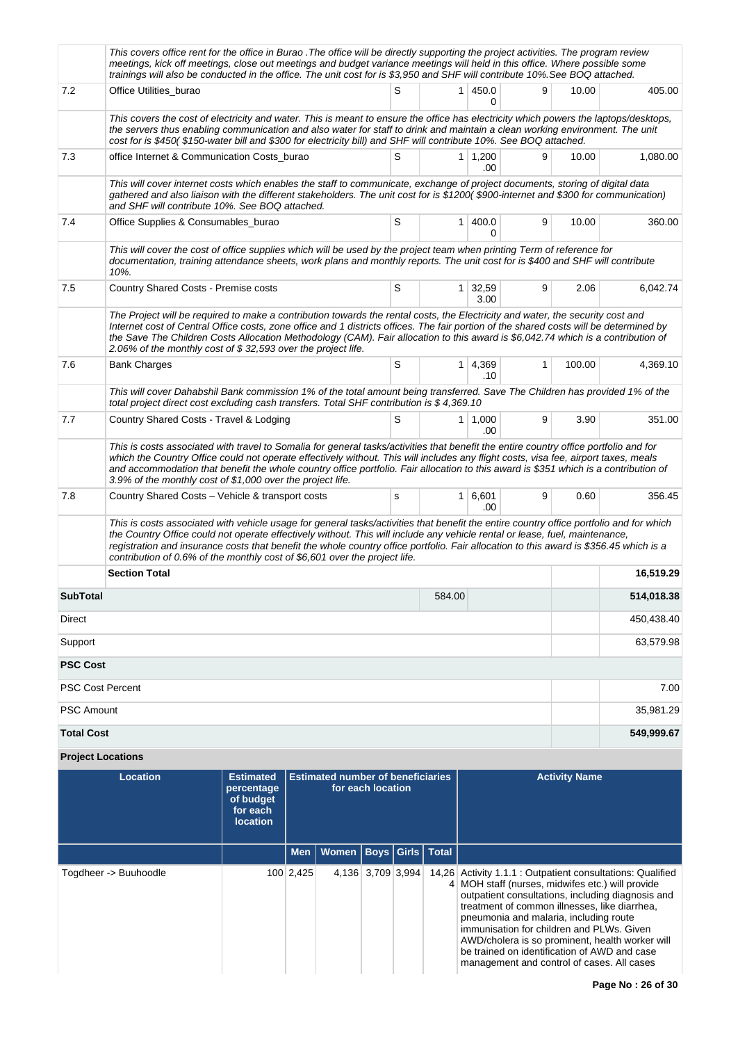| | | | | | | | |
|---|---|---|---|---|---|---|---|
| | *This covers office rent for the office in Burao .The office will be directly supporting the project activities. The program review meetings, kick off meetings, close out meetings and budget variance meetings will held in this office. Where possible some trainings will also be conducted in the office. The unit cost for is $3,950 and SHF will contribute 10%.See BOQ attached.* | | | | | | |
| 7.2 | Office Utilities_burao | S | 1 | 450.00 | 9 | 10.00 | 405.00 |
| | *This covers the cost of electricity and water. This is meant to ensure the office has electricity which powers the laptops/desktops, the servers thus enabling communication and also water for staff to drink and maintain a clean working environment. The unit cost for is $450( $150-water bill and $300 for electricity bill) and SHF will contribute 10%. See BOQ attached.* | | | | | | |
| 7.3 | office Internet & Communication Costs_burao | S | 1 | 1,200.00 | 9 | 10.00 | 1,080.00 |
| | *This will cover internet costs which enables the staff to communicate, exchange of project documents, storing of digital data gathered and also liaison with the different stakeholders. The unit cost for is $1200( $900-internet and $300 for communication) and SHF will contribute 10%. See BOQ attached.* | | | | | | |
| 7.4 | Office Supplies & Consumables_burao | S | 1 | 400.00 | 9 | 10.00 | 360.00 |
| | *This will cover the cost of office supplies which will be used by the project team when printing Term of reference for documentation, training attendance sheets, work plans and monthly reports. The unit cost for is $400 and SHF will contribute 10%.* | | | | | | |
| 7.5 | Country Shared Costs - Premise costs | S | 1 | 32,593.00 | 9 | 2.06 | 6,042.74 |
| | *The Project will be required to make a contribution towards the rental costs, the Electricity and water, the security cost and Internet cost of Central Office costs, zone office and 1 districts offices. The fair portion of the shared costs will be determined by the Save The Children Costs Allocation Methodology (CAM). Fair allocation to this award is $6,042.74 which is a contribution of 2.06% of the monthly cost of $ 32,593 over the project life.* | | | | | | |
| 7.6 | Bank Charges | S | 1 | 4,369.10 | 1 | 100.00 | 4,369.10 |
| | *This will cover Dahabshil Bank commission 1% of the total amount being transferred. Save The Children has provided 1% of the total project direct cost excluding cash transfers. Total SHF contribution is $ 4,369.10* | | | | | | |
| 7.7 | Country Shared Costs - Travel & Lodging | S | 1 | 1,000.00 | 9 | 3.90 | 351.00 |
| | *This is costs associated with travel to Somalia for general tasks/activities that benefit the entire country office portfolio and for which the Country Office could not operate effectively without. This will includes any flight costs, visa fee, airport taxes, meals and accommodation that benefit the whole country office portfolio. Fair allocation to this award is $351 which is a contribution of 3.9% of the monthly cost of $1,000 over the project life.* | | | | | | |
| 7.8 | Country Shared Costs – Vehicle & transport costs | s | 1 | 6,601.00 | 9 | 0.60 | 356.45 |
| | *This is costs associated with vehicle usage for general tasks/activities that benefit the entire country office portfolio and for which the Country Office could not operate effectively without. This will include any vehicle rental or lease, fuel, maintenance, registration and insurance costs that benefit the whole country office portfolio. Fair allocation to this award is $356.45 which is a contribution of 0.6% of the monthly cost of $6,601 over the project life.* | | | | | | |
| | **Section Total** | | | | | | **16,519.29** |
| **SubTotal** | | | 584.00 | | | | **514,018.38** |
| Direct | | | | | | | 450,438.40 |
| Support | | | | | | | 63,579.98 |
| **PSC Cost** | | | | | | | |
| PSC Cost Percent | | | | | | | 7.00 |
| PSC Amount | | | | | | | 35,981.29 |
| **Total Cost** | | | | | | | **549,999.67** |

**Project Locations**

| Location | Estimated percentage of budget for each location | Estimated number of beneficiaries for each location | | | | | Activity Name |
|---|---|---|---|---|---|---|---|
| | | Men | Women | Boys | Girls | Total | |
| Togdheer -> Buuhoodle | 100 | 2,425 | 4,136 | 3,709 | 3,994 | 14,264 | Activity 1.1.1 : Outpatient consultations: Qualified MOH staff (nurses, midwifes etc.) will provide outpatient consultations, including diagnosis and treatment of common illnesses, like diarrhea, pneumonia and malaria, including route immunisation for children and PLWs. Given AWD/cholera is so prominent, health worker will be trained on identification of AWD and case management and control of cases. All cases |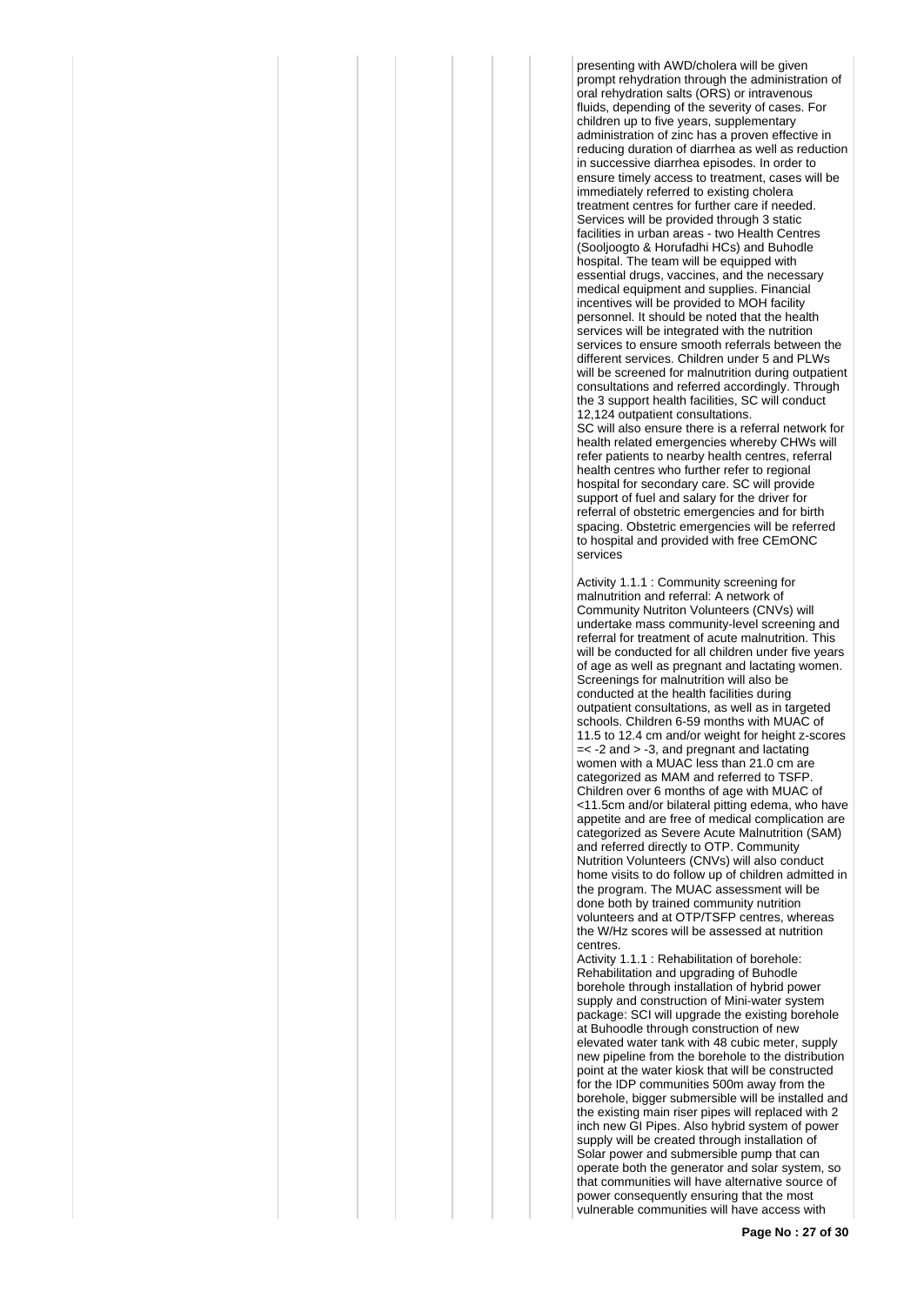presenting with AWD/cholera will be given prompt rehydration through the administration of oral rehydration salts (ORS) or intravenous fluids, depending of the severity of cases. For children up to five years, supplementary administration of zinc has a proven effective in reducing duration of diarrhea as well as reduction in successive diarrhea episodes. In order to ensure timely access to treatment, cases will be immediately referred to existing cholera treatment centres for further care if needed. Services will be provided through 3 static facilities in urban areas - two Health Centres (Sooljoogto & Horufadhi HCs) and Buhodle hospital. The team will be equipped with essential drugs, vaccines, and the necessary medical equipment and supplies. Financial incentives will be provided to MOH facility personnel. It should be noted that the health services will be integrated with the nutrition services to ensure smooth referrals between the different services. Children under 5 and PLWs will be screened for malnutrition during outpatient consultations and referred accordingly. Through the 3 support health facilities, SC will conduct 12,124 outpatient consultations.
SC will also ensure there is a referral network for health related emergencies whereby CHWs will refer patients to nearby health centres, referral health centres who further refer to regional hospital for secondary care. SC will provide support of fuel and salary for the driver for referral of obstetric emergencies and for birth spacing. Obstetric emergencies will be referred to hospital and provided with free CEmONC services

Activity 1.1.1 : Community screening for malnutrition and referral: A network of Community Nutriton Volunteers (CNVs) will undertake mass community-level screening and referral for treatment of acute malnutrition. This will be conducted for all children under five years of age as well as pregnant and lactating women. Screenings for malnutrition will also be conducted at the health facilities during outpatient consultations, as well as in targeted schools. Children 6-59 months with MUAC of 11.5 to 12.4 cm and/or weight for height z-scores =< -2 and > -3, and pregnant and lactating women with a MUAC less than 21.0 cm are categorized as MAM and referred to TSFP. Children over 6 months of age with MUAC of <11.5cm and/or bilateral pitting edema, who have appetite and are free of medical complication are categorized as Severe Acute Malnutrition (SAM) and referred directly to OTP. Community Nutrition Volunteers (CNVs) will also conduct home visits to do follow up of children admitted in the program. The MUAC assessment will be done both by trained community nutrition volunteers and at OTP/TSFP centres, whereas the W/Hz scores will be assessed at nutrition centres.
Activity 1.1.1 : Rehabilitation of borehole: Rehabilitation and upgrading of Buhodle borehole through installation of hybrid power supply and construction of Mini-water system package: SCI will upgrade the existing borehole at Buhoodle through construction of new elevated water tank with 48 cubic meter, supply new pipeline from the borehole to the distribution point at the water kiosk that will be constructed for the IDP communities 500m away from the borehole, bigger submersible will be installed and the existing main riser pipes will replaced with 2 inch new GI Pipes. Also hybrid system of power supply will be created through installation of Solar power and submersible pump that can operate both the generator and solar system, so that communities will have alternative source of power consequently ensuring that the most vulnerable communities will have access with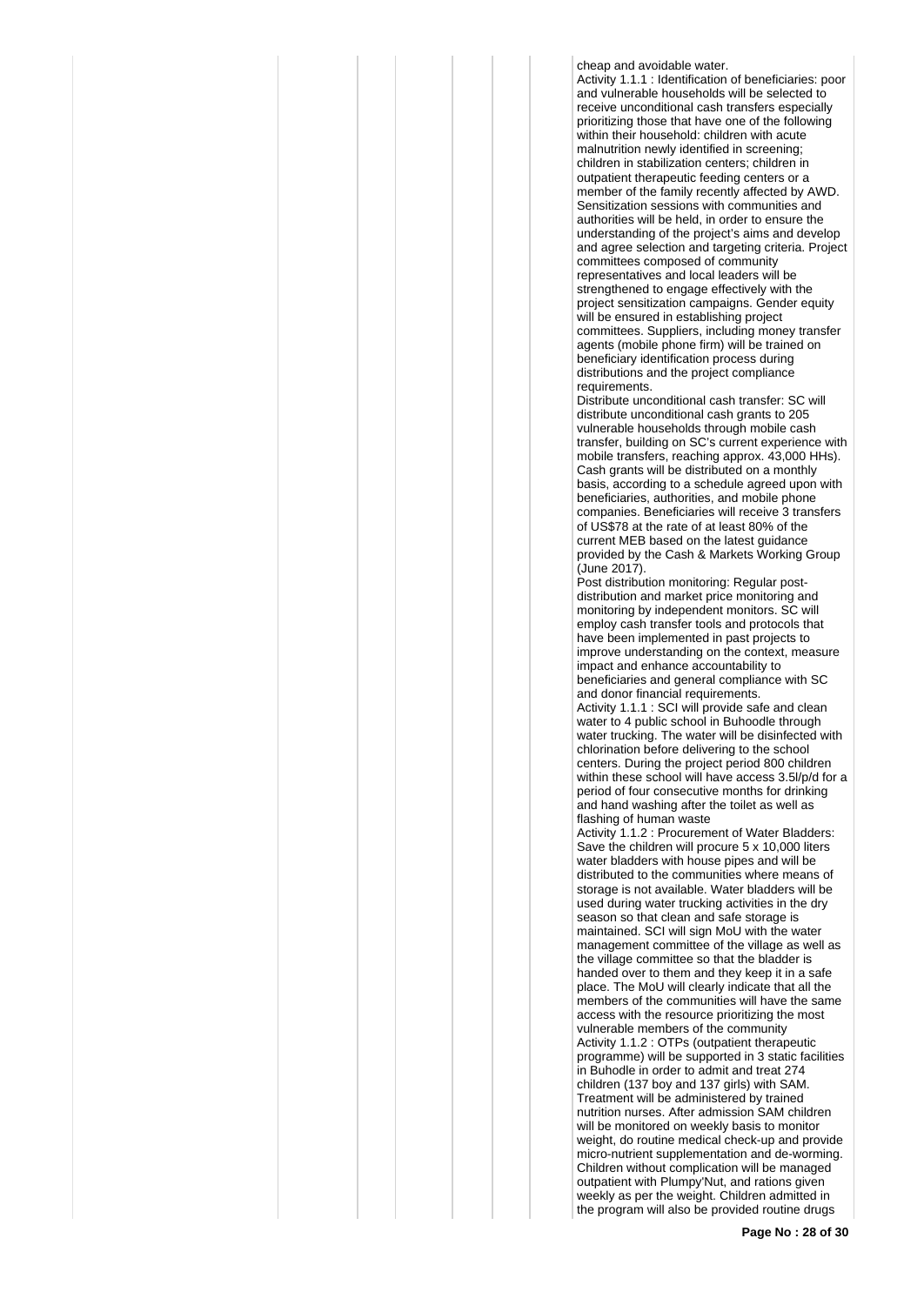cheap and avoidable water.

Activity 1.1.1 : Identification of beneficiaries: poor and vulnerable households will be selected to receive unconditional cash transfers especially prioritizing those that have one of the following within their household: children with acute malnutrition newly identified in screening; children in stabilization centers; children in outpatient therapeutic feeding centers or a member of the family recently affected by AWD. Sensitization sessions with communities and authorities will be held, in order to ensure the understanding of the project's aims and develop and agree selection and targeting criteria. Project committees composed of community representatives and local leaders will be strengthened to engage effectively with the project sensitization campaigns. Gender equity will be ensured in establishing project committees. Suppliers, including money transfer agents (mobile phone firm) will be trained on beneficiary identification process during distributions and the project compliance requirements.

Distribute unconditional cash transfer: SC will distribute unconditional cash grants to 205 vulnerable households through mobile cash transfer, building on SC's current experience with mobile transfers, reaching approx. 43,000 HHs). Cash grants will be distributed on a monthly basis, according to a schedule agreed upon with beneficiaries, authorities, and mobile phone companies. Beneficiaries will receive 3 transfers of US$78 at the rate of at least 80% of the current MEB based on the latest guidance provided by the Cash & Markets Working Group (June 2017).

Post distribution monitoring: Regular post-distribution and market price monitoring and monitoring by independent monitors. SC will employ cash transfer tools and protocols that have been implemented in past projects to improve understanding on the context, measure impact and enhance accountability to beneficiaries and general compliance with SC and donor financial requirements.

Activity 1.1.1 : SCI will provide safe and clean water to 4 public school in Buhoodle through water trucking. The water will be disinfected with chlorination before delivering to the school centers. During the project period 800 children within these school will have access 3.5l/p/d for a period of four consecutive months for drinking and hand washing after the toilet as well as flashing of human waste

Activity 1.1.2 : Procurement of Water Bladders: Save the children will procure 5 x 10,000 liters water bladders with house pipes and will be distributed to the communities where means of storage is not available. Water bladders will be used during water trucking activities in the dry season so that clean and safe storage is maintained. SCI will sign MoU with the water management committee of the village as well as the village committee so that the bladder is handed over to them and they keep it in a safe place. The MoU will clearly indicate that all the members of the communities will have the same access with the resource prioritizing the most vulnerable members of the community

Activity 1.1.2 : OTPs (outpatient therapeutic programme) will be supported in 3 static facilities in Buhodle in order to admit and treat 274 children (137 boy and 137 girls) with SAM. Treatment will be administered by trained nutrition nurses. After admission SAM children will be monitored on weekly basis to monitor weight, do routine medical check-up and provide micro-nutrient supplementation and de-worming. Children without complication will be managed outpatient with Plumpy'Nut, and rations given weekly as per the weight. Children admitted in the program will also be provided routine drugs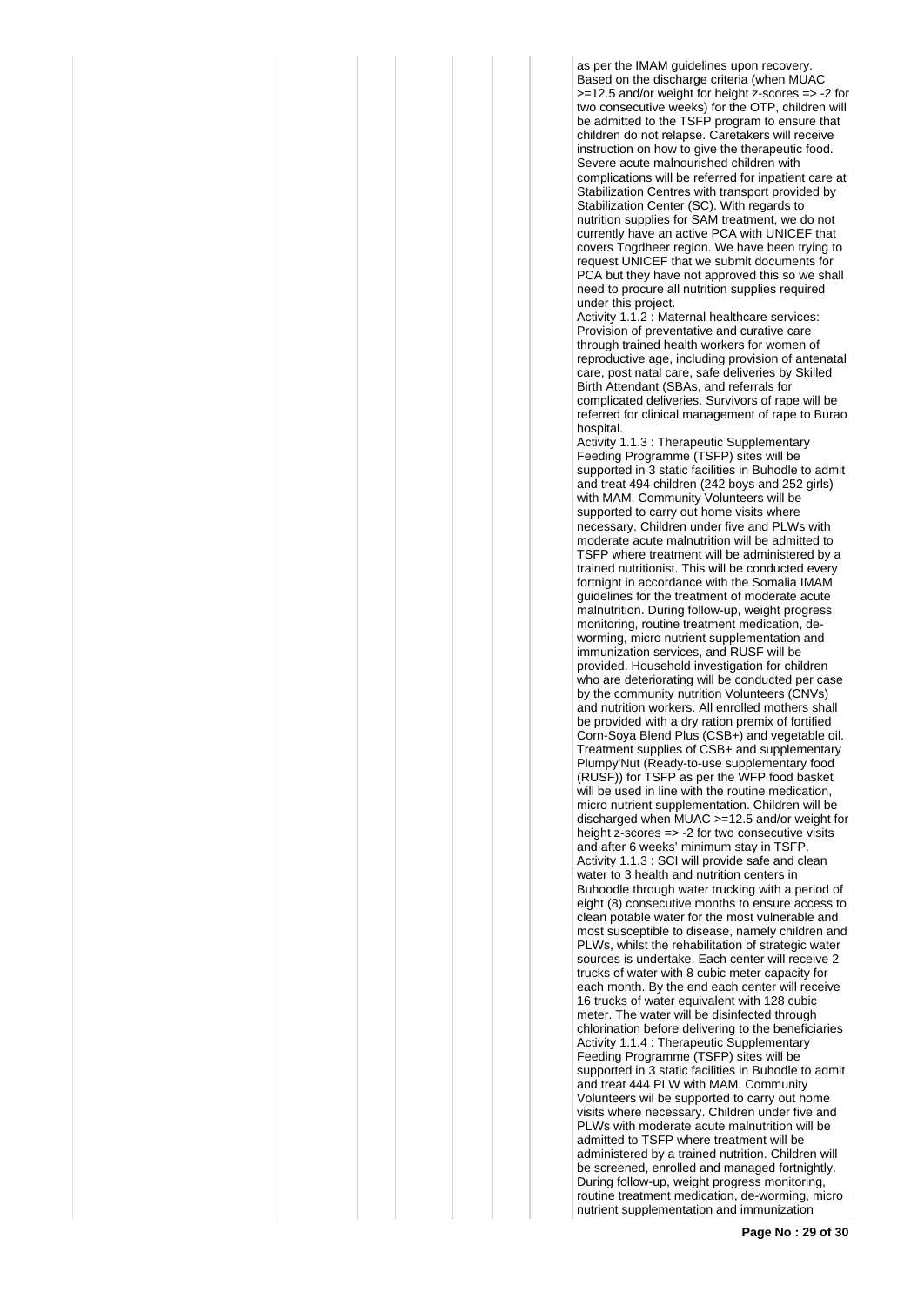as per the IMAM guidelines upon recovery. Based on the discharge criteria (when MUAC >=12.5 and/or weight for height z-scores => -2 for two consecutive weeks) for the OTP, children will be admitted to the TSFP program to ensure that children do not relapse. Caretakers will receive instruction on how to give the therapeutic food. Severe acute malnourished children with complications will be referred for inpatient care at Stabilization Centres with transport provided by Stabilization Center (SC). With regards to nutrition supplies for SAM treatment, we do not currently have an active PCA with UNICEF that covers Togdheer region. We have been trying to request UNICEF that we submit documents for PCA but they have not approved this so we shall need to procure all nutrition supplies required under this project.

Activity 1.1.2 : Maternal healthcare services: Provision of preventative and curative care through trained health workers for women of reproductive age, including provision of antenatal care, post natal care, safe deliveries by Skilled Birth Attendant (SBAs, and referrals for complicated deliveries. Survivors of rape will be referred for clinical management of rape to Burao hospital.

Activity 1.1.3 : Therapeutic Supplementary Feeding Programme (TSFP) sites will be supported in 3 static facilities in Buhodle to admit and treat 494 children (242 boys and 252 girls) with MAM. Community Volunteers will be supported to carry out home visits where necessary. Children under five and PLWs with moderate acute malnutrition will be admitted to TSFP where treatment will be administered by a trained nutritionist. This will be conducted every fortnight in accordance with the Somalia IMAM guidelines for the treatment of moderate acute malnutrition. During follow-up, weight progress monitoring, routine treatment medication, de-worming, micro nutrient supplementation and immunization services, and RUSF will be provided. Household investigation for children who are deteriorating will be conducted per case by the community nutrition Volunteers (CNVs) and nutrition workers. All enrolled mothers shall be provided with a dry ration premix of fortified Corn-Soya Blend Plus (CSB+) and vegetable oil. Treatment supplies of CSB+ and supplementary Plumpy'Nut (Ready-to-use supplementary food (RUSF)) for TSFP as per the WFP food basket will be used in line with the routine medication, micro nutrient supplementation. Children will be discharged when MUAC >=12.5 and/or weight for height z-scores => -2 for two consecutive visits and after 6 weeks' minimum stay in TSFP.

Activity 1.1.3 : SCI will provide safe and clean water to 3 health and nutrition centers in Buhoodle through water trucking with a period of eight (8) consecutive months to ensure access to clean potable water for the most vulnerable and most susceptible to disease, namely children and PLWs, whilst the rehabilitation of strategic water sources is undertake. Each center will receive 2 trucks of water with 8 cubic meter capacity for each month. By the end each center will receive 16 trucks of water equivalent with 128 cubic meter. The water will be disinfected through chlorination before delivering to the beneficiaries

Activity 1.1.4 : Therapeutic Supplementary Feeding Programme (TSFP) sites will be supported in 3 static facilities in Buhodle to admit and treat 444 PLW with MAM. Community Volunteers wil be supported to carry out home visits where necessary. Children under five and PLWs with moderate acute malnutrition will be admitted to TSFP where treatment will be administered by a trained nutrition. Children will be screened, enrolled and managed fortnightly. During follow-up, weight progress monitoring, routine treatment medication, de-worming, micro nutrient supplementation and immunization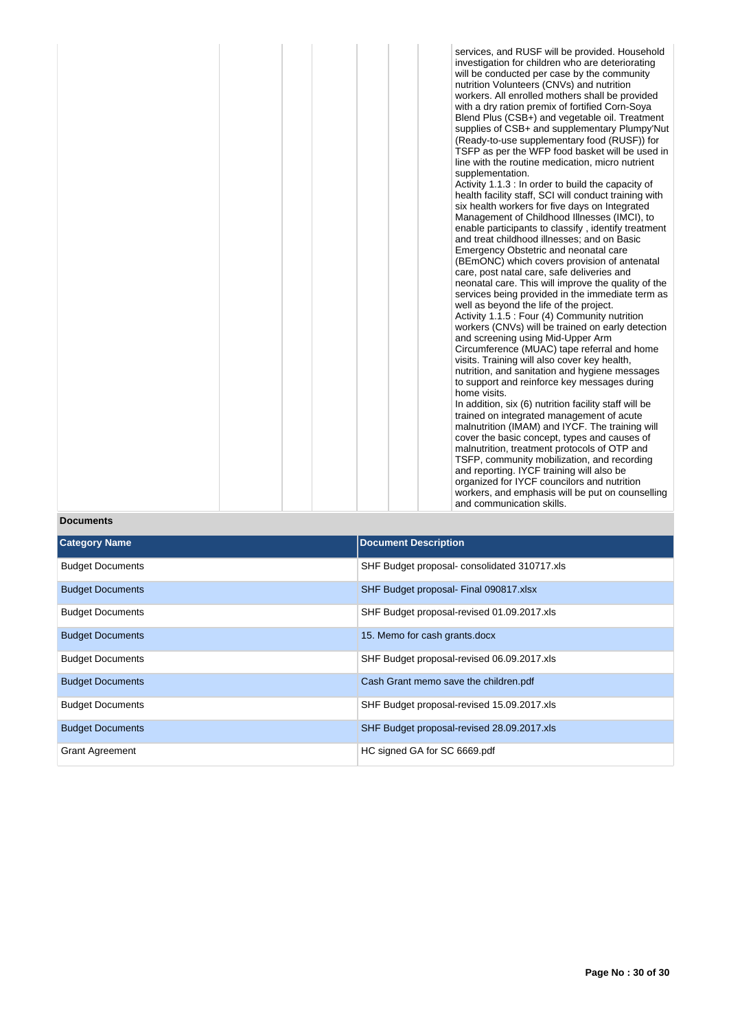| | | | | | | |
|---|---|---|---|---|---|---|
| | | | | | | services, and RUSF will be provided. Household investigation for children who are deteriorating will be conducted per case by the community nutrition Volunteers (CNVs) and nutrition workers. All enrolled mothers shall be provided with a dry ration premix of fortified Corn-Soya Blend Plus (CSB+) and vegetable oil. Treatment supplies of CSB+ and supplementary Plumpy'Nut (Ready-to-use supplementary food (RUSF)) for TSFP as per the WFP food basket will be used in line with the routine medication, micro nutrient supplementation.<br>Activity 1.1.3 : In order to build the capacity of health facility staff, SCI will conduct training with six health workers for five days on Integrated Management of Childhood Illnesses (IMCI), to enable participants to classify , identify treatment and treat childhood illnesses; and on Basic Emergency Obstetric and neonatal care (BEmONC) which covers provision of antenatal care, post natal care, safe deliveries and neonatal care. This will improve the quality of the services being provided in the immediate term as well as beyond the life of the project.<br>Activity 1.1.5 : Four (4) Community nutrition workers (CNVs) will be trained on early detection and screening using Mid-Upper Arm Circumference (MUAC) tape referral and home visits. Training will also cover key health, nutrition, and sanitation and hygiene messages to support and reinforce key messages during home visits.<br>In addition, six (6) nutrition facility staff will be trained on integrated management of acute malnutrition (IMAM) and IYCF. The training will cover the basic concept, types and causes of malnutrition, treatment protocols of OTP and TSFP, community mobilization, and recording and reporting. IYCF training will also be organized for IYCF councilors and nutrition workers, and emphasis will be put on counselling and communication skills. |

**Documents**

| Category Name | Document Description |
|---|---|
| Budget Documents | SHF Budget proposal- consolidated 310717.xls |
| Budget Documents | SHF Budget proposal- Final 090817.xlsx |
| Budget Documents | SHF Budget proposal-revised 01.09.2017.xls |
| Budget Documents | 15. Memo for cash grants.docx |
| Budget Documents | SHF Budget proposal-revised 06.09.2017.xls |
| Budget Documents | Cash Grant memo save the children.pdf |
| Budget Documents | SHF Budget proposal-revised 15.09.2017.xls |
| Budget Documents | SHF Budget proposal-revised 28.09.2017.xls |
| Grant Agreement | HC signed GA for SC 6669.pdf |